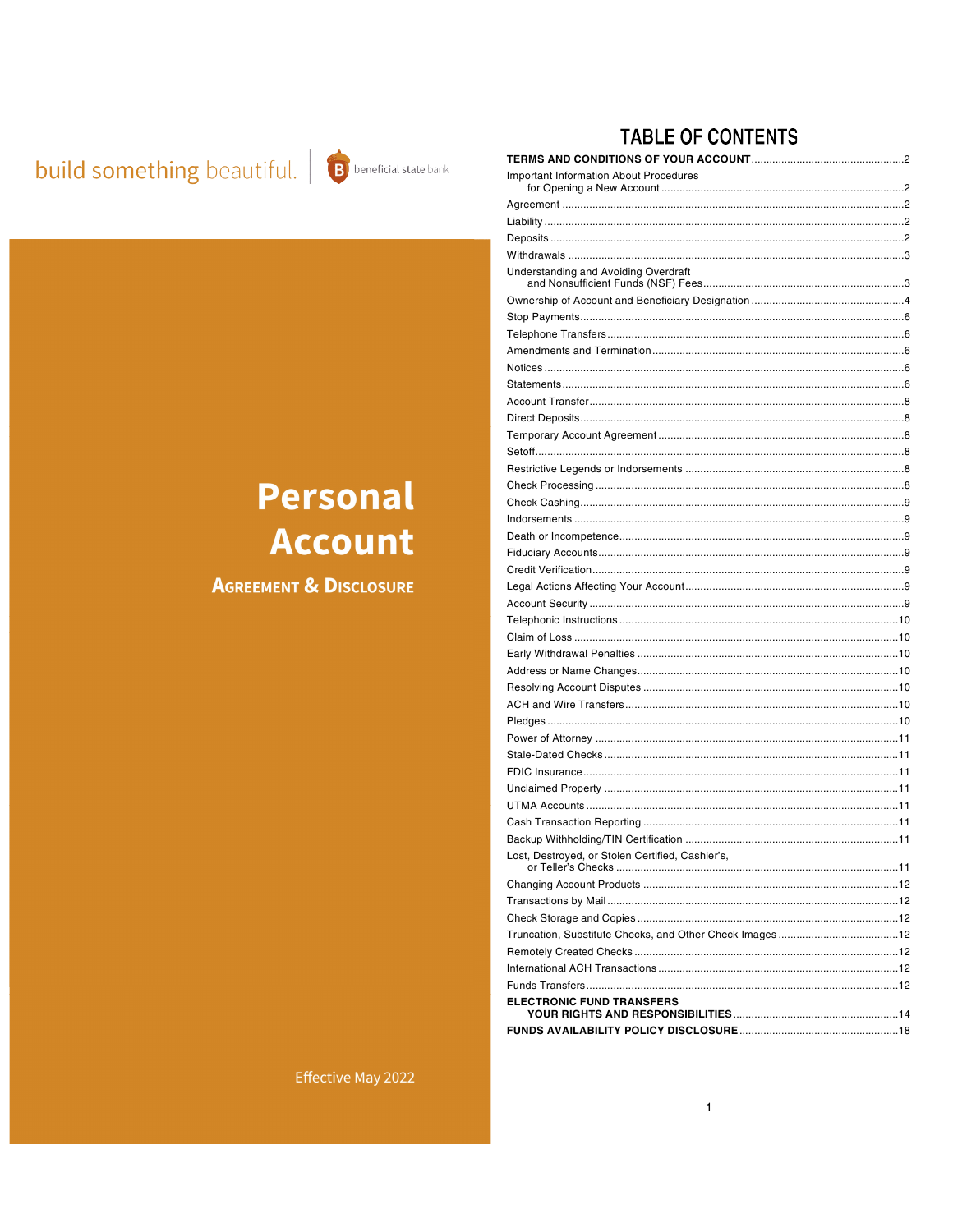build something beautiful. | beneficial state bank

# Personal Account

## Agreement & Disclosure

Effective May 2022

## TABLE OF CONTENTS

| Section | Page |
| --- | --- |
| **TERMS AND CONDITIONS OF YOUR ACCOUNT** | 2 |
| Important Information About Procedures for Opening a New Account | 2 |
| Agreement | 2 |
| Liability | 2 |
| Deposits | 2 |
| Withdrawals | 3 |
| Understanding and Avoiding Overdraft and Nonsufficient Funds (NSF) Fees | 3 |
| Ownership of Account and Beneficiary Designation | 4 |
| Stop Payments | 6 |
| Telephone Transfers | 6 |
| Amendments and Termination | 6 |
| Notices | 6 |
| Statements | 6 |
| Account Transfer | 8 |
| Direct Deposits | 8 |
| Temporary Account Agreement | 8 |
| Setoff | 8 |
| Restrictive Legends or Indorsements | 8 |
| Check Processing | 8 |
| Check Cashing | 9 |
| Indorsements | 9 |
| Death or Incompetence | 9 |
| Fiduciary Accounts | 9 |
| Credit Verification | 9 |
| Legal Actions Affecting Your Account | 9 |
| Account Security | 9 |
| Telephonic Instructions | 10 |
| Claim of Loss | 10 |
| Early Withdrawal Penalties | 10 |
| Address or Name Changes | 10 |
| Resolving Account Disputes | 10 |
| ACH and Wire Transfers | 10 |
| Pledges | 10 |
| Power of Attorney | 11 |
| Stale-Dated Checks | 11 |
| FDIC Insurance | 11 |
| Unclaimed Property | 11 |
| UTMA Accounts | 11 |
| Cash Transaction Reporting | 11 |
| Backup Withholding/TIN Certification | 11 |
| Lost, Destroyed, or Stolen Certified, Cashier's, or Teller's Checks | 11 |
| Changing Account Products | 12 |
| Transactions by Mail | 12 |
| Check Storage and Copies | 12 |
| Truncation, Substitute Checks, and Other Check Images | 12 |
| Remotely Created Checks | 12 |
| International ACH Transactions | 12 |
| Funds Transfers | 12 |
| **ELECTRONIC FUND TRANSFERS YOUR RIGHTS AND RESPONSIBILITIES** | 14 |
| **FUNDS AVAILABILITY POLICY DISCLOSURE** | 18 |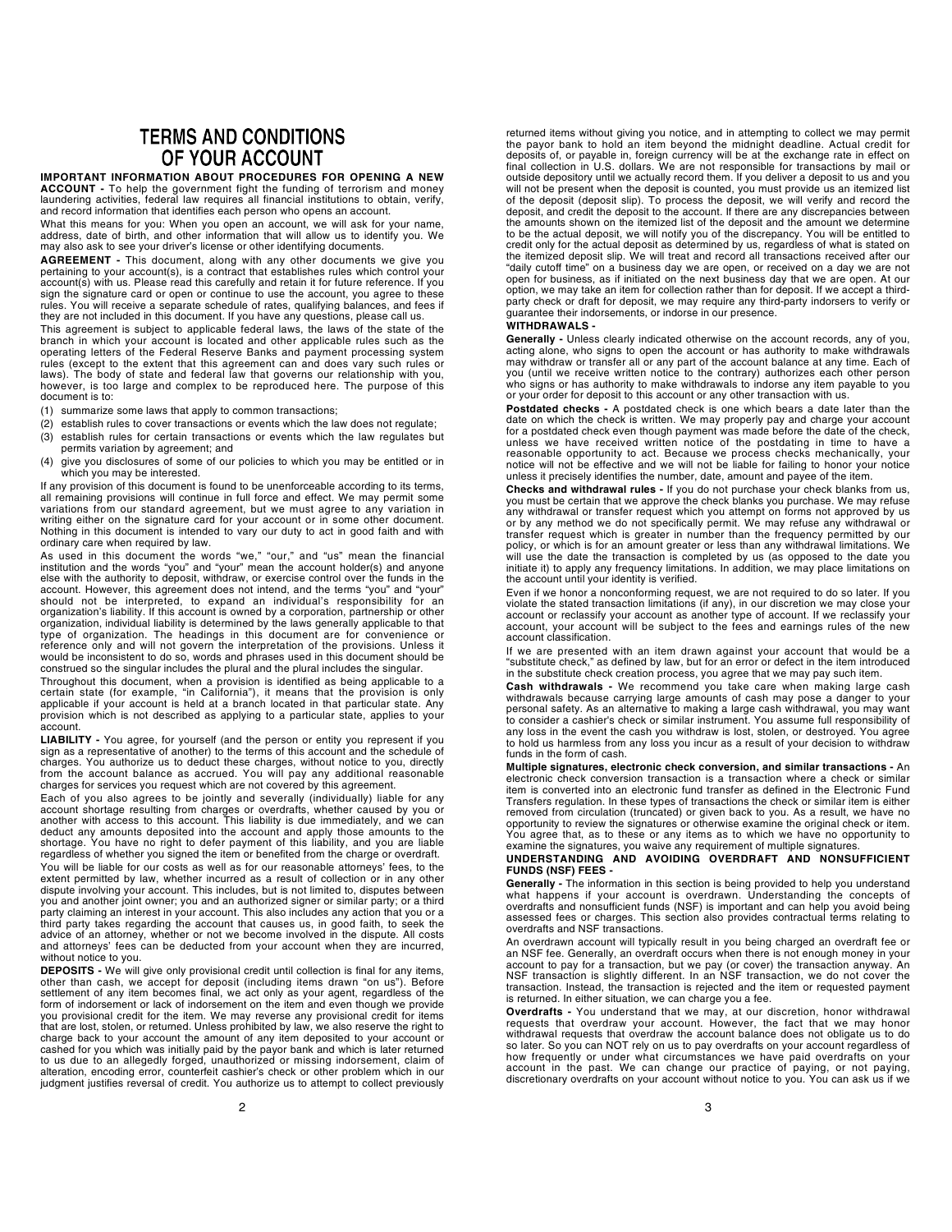# TERMS AND CONDITIONS OF YOUR ACCOUNT

**IMPORTANT INFORMATION ABOUT PROCEDURES FOR OPENING A NEW ACCOUNT -** To help the government fight the funding of terrorism and money laundering activities, federal law requires all financial institutions to obtain, verify, and record information that identifies each person who opens an account.

What this means for you: When you open an account, we will ask for your name, address, date of birth, and other information that will allow us to identify you. We may also ask to see your driver's license or other identifying documents.

**AGREEMENT -** This document, along with any other documents we give you pertaining to your account(s), is a contract that establishes rules which control your account(s) with us. Please read this carefully and retain it for future reference. If you sign the signature card or open or continue to use the account, you agree to these rules. You will receive a separate schedule of rates, qualifying balances, and fees if they are not included in this document. If you have any questions, please call us.

This agreement is subject to applicable federal laws, the laws of the state of the branch in which your account is located and other applicable rules such as the operating letters of the Federal Reserve Banks and payment processing system rules (except to the extent that this agreement can and does vary such rules or laws). The body of state and federal law that governs our relationship with you, however, is too large and complex to be reproduced here. The purpose of this document is to:

(1) summarize some laws that apply to common transactions;
(2) establish rules to cover transactions or events which the law does not regulate;
(3) establish rules for certain transactions or events which the law regulates but permits variation by agreement; and
(4) give you disclosures of some of our policies to which you may be entitled or in which you may be interested.

If any provision of this document is found to be unenforceable according to its terms, all remaining provisions will continue in full force and effect. We may permit some variations from our standard agreement, but we must agree to any variation in writing either on the signature card for your account or in some other document. Nothing in this document is intended to vary our duty to act in good faith and with ordinary care when required by law.

As used in this document the words "we," "our," and "us" mean the financial institution and the words "you" and "your" mean the account holder(s) and anyone else with the authority to deposit, withdraw, or exercise control over the funds in the account. However, this agreement does not intend, and the terms "you" and "your" should not be interpreted, to expand an individual's responsibility for an organization's liability. If this account is owned by a corporation, partnership or other organization, individual liability is determined by the laws generally applicable to that type of organization. The headings in this document are for convenience or reference only and will not govern the interpretation of the provisions. Unless it would be inconsistent to do so, words and phrases used in this document should be construed so the singular includes the plural and the plural includes the singular.

Throughout this document, when a provision is identified as being applicable to a certain state (for example, "in California"), it means that the provision is only applicable if your account is held at a branch located in that particular state. Any provision which is not described as applying to a particular state, applies to your account.

**LIABILITY -** You agree, for yourself (and the person or entity you represent if you sign as a representative of another) to the terms of this account and the schedule of charges. You authorize us to deduct these charges, without notice to you, directly from the account balance as accrued. You will pay any additional reasonable charges for services you request which are not covered by this agreement.

Each of you also agrees to be jointly and severally (individually) liable for any account shortage resulting from charges or overdrafts, whether caused by you or another with access to this account. This liability is due immediately, and we can deduct any amounts deposited into the account and apply those amounts to the shortage. You have no right to defer payment of this liability, and you are liable regardless of whether you signed the item or benefited from the charge or overdraft.

You will be liable for our costs as well as for our reasonable attorneys' fees, to the extent permitted by law, whether incurred as a result of collection or in any other dispute involving your account. This includes, but is not limited to, disputes between you and another joint owner; you and an authorized signer or similar party; or a third party claiming an interest in your account. This also includes any action that you or a third party takes regarding the account that causes us, in good faith, to seek the advice of an attorney, whether or not we become involved in the dispute. All costs and attorneys' fees can be deducted from your account when they are incurred, without notice to you.

**DEPOSITS -** We will give only provisional credit until collection is final for any items, other than cash, we accept for deposit (including items drawn "on us"). Before settlement of any item becomes final, we act only as your agent, regardless of the form of indorsement or lack of indorsement on the item and even though we provide you provisional credit for the item. We may reverse any provisional credit for items that are lost, stolen, or returned. Unless prohibited by law, we also reserve the right to charge back to your account the amount of any item deposited to your account or cashed for you which was initially paid by the payor bank and which is later returned to us due to an allegedly forged, unauthorized or missing indorsement, claim of alteration, encoding error, counterfeit cashier's check or other problem which in our judgment justifies reversal of credit. You authorize us to attempt to collect previously returned items without giving you notice, and in attempting to collect we may permit the payor bank to hold an item beyond the midnight deadline. Actual credit for deposits of, or payable in, foreign currency will be at the exchange rate in effect on final collection in U.S. dollars. We are not responsible for transactions by mail or outside depository until we actually record them. If you deliver a deposit to us and you will not be present when the deposit is counted, you must provide us an itemized list of the deposit (deposit slip). To process the deposit, we will verify and record the deposit, and credit the deposit to the account. If there are any discrepancies between the amounts shown on the itemized list of the deposit and the amount we determine to be the actual deposit, we will notify you of the discrepancy. You will be entitled to credit only for the actual deposit as determined by us, regardless of what is stated on the itemized deposit slip. We will treat and record all transactions received after our "daily cutoff time" on a business day we are open, or received on a day we are not open for business, as if initiated on the next business day that we are open. At our option, we may take an item for collection rather than for deposit. If we accept a third-party check or draft for deposit, we may require any third-party indorsers to verify or guarantee their indorsements, or indorse in our presence.

**WITHDRAWALS -**

**Generally -** Unless clearly indicated otherwise on the account records, any of you, acting alone, who signs to open the account or has authority to make withdrawals may withdraw or transfer all or any part of the account balance at any time. Each of you (until we receive written notice to the contrary) authorizes each other person who signs or has authority to make withdrawals to indorse any item payable to you or your order for deposit to this account or any other transaction with us.

**Postdated checks -** A postdated check is one which bears a date later than the date on which the check is written. We may properly pay and charge your account for a postdated check even though payment was made before the date of the check, unless we have received written notice of the postdating in time to have a reasonable opportunity to act. Because we process checks mechanically, your notice will not be effective and we will not be liable for failing to honor your notice unless it precisely identifies the number, date, amount and payee of the item.

**Checks and withdrawal rules -** If you do not purchase your check blanks from us, you must be certain that we approve the check blanks you purchase. We may refuse any withdrawal or transfer request which you attempt on forms not approved by us or by any method we do not specifically permit. We may refuse any withdrawal or transfer request which is greater in number than the frequency permitted by our policy, or which is for an amount greater or less than any withdrawal limitations. We will use the date the transaction is completed by us (as opposed to the date you initiate it) to apply any frequency limitations. In addition, we may place limitations on the account until your identity is verified.

Even if we honor a nonconforming request, we are not required to do so later. If you violate the stated transaction limitations (if any), in our discretion we may close your account or reclassify your account as another type of account. If we reclassify your account, your account will be subject to the fees and earnings rules of the new account classification.

If we are presented with an item drawn against your account that would be a "substitute check," as defined by law, but for an error or defect in the item introduced in the substitute check creation process, you agree that we may pay such item.

**Cash withdrawals -** We recommend you take care when making large cash withdrawals because carrying large amounts of cash may pose a danger to your personal safety. As an alternative to making a large cash withdrawal, you may want to consider a cashier's check or similar instrument. You assume full responsibility of any loss in the event the cash you withdraw is lost, stolen, or destroyed. You agree to hold us harmless from any loss you incur as a result of your decision to withdraw funds in the form of cash.

**Multiple signatures, electronic check conversion, and similar transactions -** An electronic check conversion transaction is a transaction where a check or similar item is converted into an electronic fund transfer as defined in the Electronic Fund Transfers regulation. In these types of transactions the check or similar item is either removed from circulation (truncated) or given back to you. As a result, we have no opportunity to review the signatures or otherwise examine the original check or item. You agree that, as to these or any items as to which we have no opportunity to examine the signatures, you waive any requirement of multiple signatures.

**UNDERSTANDING AND AVOIDING OVERDRAFT AND NONSUFFICIENT FUNDS (NSF) FEES -**

**Generally -** The information in this section is being provided to help you understand what happens if your account is overdrawn. Understanding the concepts of overdrafts and nonsufficient funds (NSF) is important and can help you avoid being assessed fees or charges. This section also provides contractual terms relating to overdrafts and NSF transactions.

An overdrawn account will typically result in you being charged an overdraft fee or an NSF fee. Generally, an overdraft occurs when there is not enough money in your account to pay for a transaction, but we pay (or cover) the transaction anyway. An NSF transaction is slightly different. In an NSF transaction, we do not cover the transaction. Instead, the transaction is rejected and the item or requested payment is returned. In either situation, we can charge you a fee.

**Overdrafts -** You understand that we may, at our discretion, honor withdrawal requests that overdraw your account. However, the fact that we may honor withdrawal requests that overdraw the account balance does not obligate us to do so later. So you can NOT rely on us to pay overdrafts on your account regardless of how frequently or under what circumstances we have paid overdrafts on your account in the past. We can change our practice of paying, or not paying, discretionary overdrafts on your account without notice to you. You can ask us if we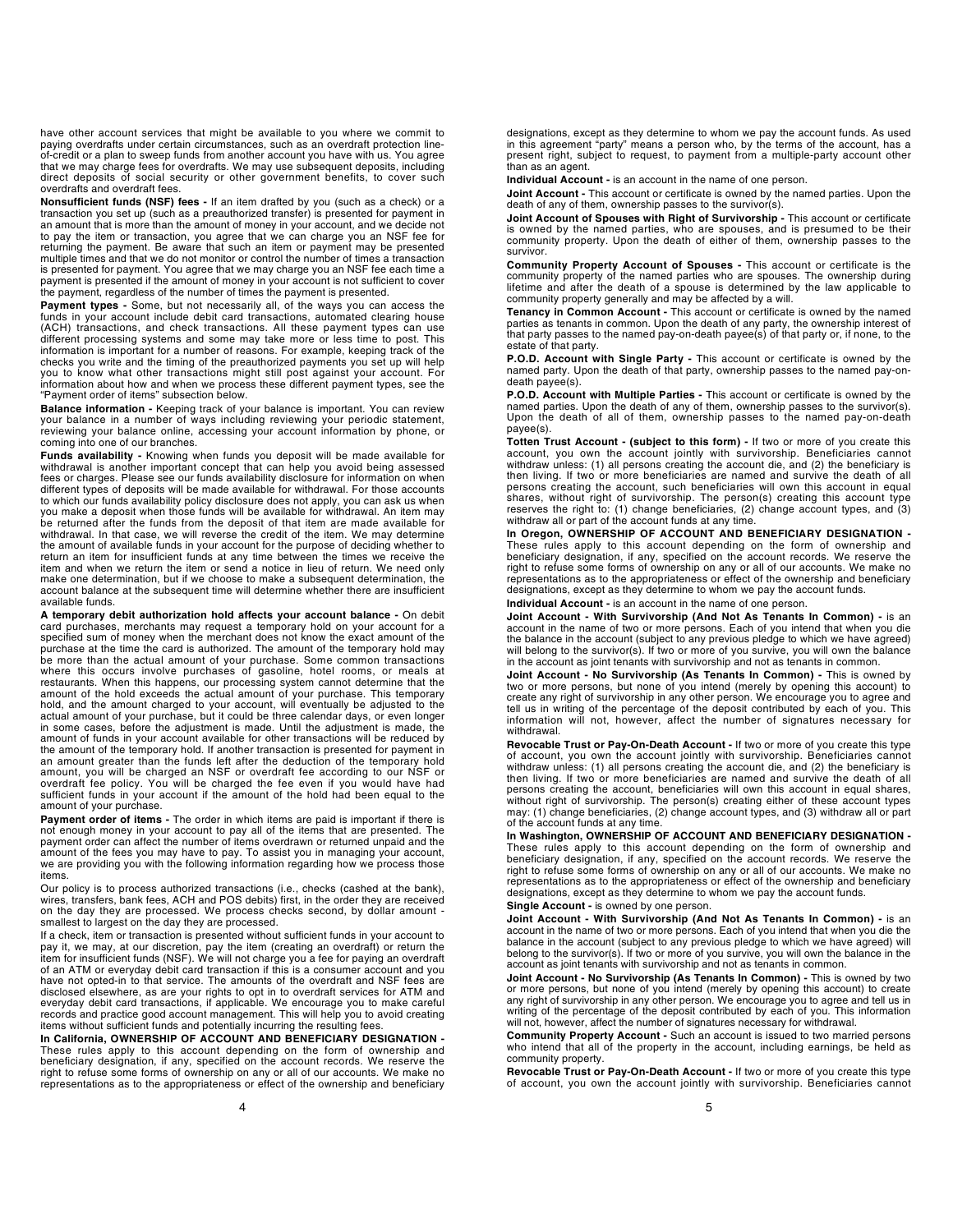have other account services that might be available to you where we commit to paying overdrafts under certain circumstances, such as an overdraft protection line-of-credit or a plan to sweep funds from another account you have with us. You agree that we may charge fees for overdrafts. We may use subsequent deposits, including direct deposits of social security or other government benefits, to cover such overdrafts and overdraft fees.

**Nonsufficient funds (NSF) fees -** If an item drafted by you (such as a check) or a transaction you set up (such as a preauthorized transfer) is presented for payment in an amount that is more than the amount of money in your account, and we decide not to pay the item or transaction, you agree that we can charge you an NSF fee for returning the payment. Be aware that such an item or payment may be presented multiple times and that we do not monitor or control the number of times a transaction is presented for payment. You agree that we may charge you an NSF fee each time a payment is presented if the amount of money in your account is not sufficient to cover the payment, regardless of the number of times the payment is presented.

**Payment types -** Some, but not necessarily all, of the ways you can access the funds in your account include debit card transactions, automated clearing house (ACH) transactions, and check transactions. All these payment types can use different processing systems and some may take more or less time to post. This information is important for a number of reasons. For example, keeping track of the checks you write and the timing of the preauthorized payments you set up will help you to know what other transactions might still post against your account. For information about how and when we process these different payment types, see the "Payment order of items" subsection below.

**Balance information -** Keeping track of your balance is important. You can review your balance in a number of ways including reviewing your periodic statement, reviewing your balance online, accessing your account information by phone, or coming into one of our branches.

**Funds availability -** Knowing when funds you deposit will be made available for withdrawal is another important concept that can help you avoid being assessed fees or charges. Please see our funds availability disclosure for information on when different types of deposits will be made available for withdrawal. For those accounts to which our funds availability policy disclosure does not apply, you can ask us when you make a deposit when those funds will be available for withdrawal. An item may be returned after the funds from the deposit of that item are made available for withdrawal. In that case, we will reverse the credit of the item. We may determine the amount of available funds in your account for the purpose of deciding whether to return an item for insufficient funds at any time between the times we receive the item and when we return the item or send a notice in lieu of return. We need only make one determination, but if we choose to make a subsequent determination, the account balance at the subsequent time will determine whether there are insufficient available funds.

**A temporary debit authorization hold affects your account balance -** On debit card purchases, merchants may request a temporary hold on your account for a specified sum of money when the merchant does not know the exact amount of the purchase at the time the card is authorized. The amount of the temporary hold may be more than the actual amount of your purchase. Some common transactions where this occurs involve purchases of gasoline, hotel rooms, or meals at restaurants. When this happens, our processing system cannot determine that the amount of the hold exceeds the actual amount of your purchase. This temporary hold, and the amount charged to your account, will eventually be adjusted to the actual amount of your purchase, but it could be three calendar days, or even longer in some cases, before the adjustment is made. Until the adjustment is made, the amount of funds in your account available for other transactions will be reduced by the amount of the temporary hold. If another transaction is presented for payment in an amount greater than the funds left after the deduction of the temporary hold amount, you will be charged an NSF or overdraft fee according to our NSF or overdraft fee policy. You will be charged the fee even if you would have had sufficient funds in your account if the amount of the hold had been equal to the amount of your purchase.

**Payment order of items -** The order in which items are paid is important if there is not enough money in your account to pay all of the items that are presented. The payment order can affect the number of items overdrawn or returned unpaid and the amount of the fees you may have to pay. To assist you in managing your account, we are providing you with the following information regarding how we process those items.

Our policy is to process authorized transactions (i.e., checks (cashed at the bank), wires, transfers, bank fees, ACH and POS debits) first, in the order they are received on the day they are processed. We process checks second, by dollar amount - smallest to largest on the day they are processed.

If a check, item or transaction is presented without sufficient funds in your account to pay it, we may, at our discretion, pay the item (creating an overdraft) or return the item for insufficient funds (NSF). We will not charge you a fee for paying an overdraft of an ATM or everyday debit card transaction if this is a consumer account and you have not opted-in to that service. The amounts of the overdraft and NSF fees are disclosed elsewhere, as are your rights to opt in to overdraft services for ATM and everyday debit card transactions, if applicable. We encourage you to make careful records and practice good account management. This will help you to avoid creating items without sufficient funds and potentially incurring the resulting fees.

**In California, OWNERSHIP OF ACCOUNT AND BENEFICIARY DESIGNATION -** These rules apply to this account depending on the form of ownership and beneficiary designation, if any, specified on the account records. We reserve the right to refuse some forms of ownership on any or all of our accounts. We make no representations as to the appropriateness or effect of the ownership and beneficiary designations, except as they determine to whom we pay the account funds. As used in this agreement "party" means a person who, by the terms of the account, has a present right, subject to request, to payment from a multiple-party account other than as an agent.

**Individual Account -** is an account in the name of one person.

**Joint Account -** This account or certificate is owned by the named parties. Upon the death of any of them, ownership passes to the survivor(s).

**Joint Account of Spouses with Right of Survivorship -** This account or certificate is owned by the named parties, who are spouses, and is presumed to be their community property. Upon the death of either of them, ownership passes to the survivor.

**Community Property Account of Spouses -** This account or certificate is the community property of the named parties who are spouses. The ownership during lifetime and after the death of a spouse is determined by the law applicable to community property generally and may be affected by a will.

**Tenancy in Common Account -** This account or certificate is owned by the named parties as tenants in common. Upon the death of any party, the ownership interest of that party passes to the named pay-on-death payee(s) of that party or, if none, to the estate of that party.

**P.O.D. Account with Single Party -** This account or certificate is owned by the named party. Upon the death of that party, ownership passes to the named pay-on-death payee(s).

**P.O.D. Account with Multiple Parties -** This account or certificate is owned by the named parties. Upon the death of any of them, ownership passes to the survivor(s). Upon the death of all of them, ownership passes to the named pay-on-death payee(s).

**Totten Trust Account - (subject to this form) -** If two or more of you create this account, you own the account jointly with survivorship. Beneficiaries cannot withdraw unless: (1) all persons creating the account die, and (2) the beneficiary is then living. If two or more beneficiaries are named and survive the death of all persons creating the account, such beneficiaries will own this account in equal shares, without right of survivorship. The person(s) creating this account type reserves the right to: (1) change beneficiaries, (2) change account types, and (3) withdraw all or part of the account funds at any time.

**In Oregon, OWNERSHIP OF ACCOUNT AND BENEFICIARY DESIGNATION -** These rules apply to this account depending on the form of ownership and beneficiary designation, if any, specified on the account records. We reserve the right to refuse some forms of ownership on any or all of our accounts. We make no representations as to the appropriateness or effect of the ownership and beneficiary designations, except as they determine to whom we pay the account funds.

**Individual Account -** is an account in the name of one person.

**Joint Account - With Survivorship (And Not As Tenants In Common) -** is an account in the name of two or more persons. Each of you intend that when you die the balance in the account (subject to any previous pledge to which we have agreed) will belong to the survivor(s). If two or more of you survive, you will own the balance in the account as joint tenants with survivorship and not as tenants in common.

**Joint Account - No Survivorship (As Tenants In Common) -** This is owned by two or more persons, but none of you intend (merely by opening this account) to create any right of survivorship in any other person. We encourage you to agree and tell us in writing of the percentage of the deposit contributed by each of you. This information will not, however, affect the number of signatures necessary for withdrawal.

**Revocable Trust or Pay-On-Death Account -** If two or more of you create this type of account, you own the account jointly with survivorship. Beneficiaries cannot withdraw unless: (1) all persons creating the account die, and (2) the beneficiary is then living. If two or more beneficiaries are named and survive the death of all persons creating the account, beneficiaries will own this account in equal shares, without right of survivorship. The person(s) creating either of these account types may: (1) change beneficiaries, (2) change account types, and (3) withdraw all or part of the account funds at any time.

**In Washington, OWNERSHIP OF ACCOUNT AND BENEFICIARY DESIGNATION -** These rules apply to this account depending on the form of ownership and beneficiary designation, if any, specified on the account records. We reserve the right to refuse some forms of ownership on any or all of our accounts. We make no representations as to the appropriateness or effect of the ownership and beneficiary designations, except as they determine to whom we pay the account funds.

**Single Account -** is owned by one person.

**Joint Account - With Survivorship (And Not As Tenants In Common) -** is an account in the name of two or more persons. Each of you intend that when you die the balance in the account (subject to any previous pledge to which we have agreed) will belong to the survivor(s). If two or more of you survive, you will own the balance in the account as joint tenants with survivorship and not as tenants in common.

**Joint Account - No Survivorship (As Tenants In Common) -** This is owned by two or more persons, but none of you intend (merely by opening this account) to create any right of survivorship in any other person. We encourage you to agree and tell us in writing of the percentage of the deposit contributed by each of you. This information will not, however, affect the number of signatures necessary for withdrawal.

**Community Property Account -** Such an account is issued to two married persons who intend that all of the property in the account, including earnings, be held as community property.

**Revocable Trust or Pay-On-Death Account -** If two or more of you create this type of account, you own the account jointly with survivorship. Beneficiaries cannot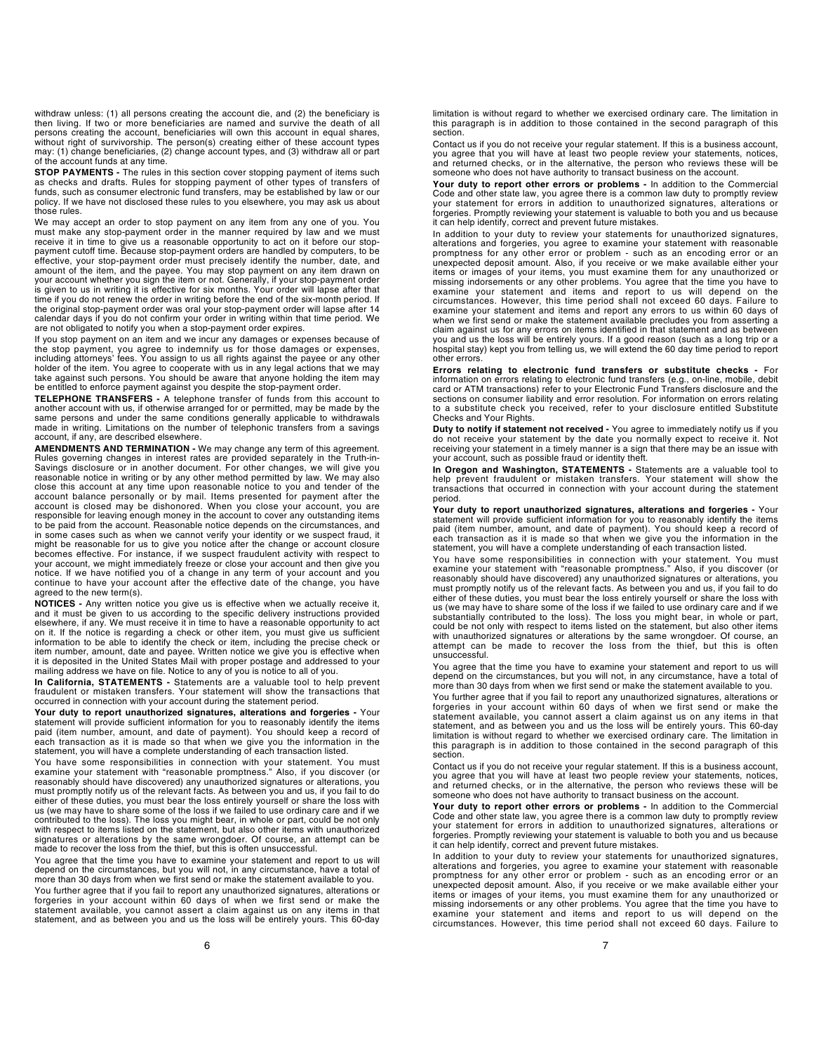withdraw unless: (1) all persons creating the account die, and (2) the beneficiary is then living. If two or more beneficiaries are named and survive the death of all persons creating the account, beneficiaries will own this account in equal shares, without right of survivorship. The person(s) creating either of these account types may: (1) change beneficiaries, (2) change account types, and (3) withdraw all or part of the account funds at any time.

**STOP PAYMENTS -** The rules in this section cover stopping payment of items such as checks and drafts. Rules for stopping payment of other types of transfers of funds, such as consumer electronic fund transfers, may be established by law or our policy. If we have not disclosed these rules to you elsewhere, you may ask us about those rules.

We may accept an order to stop payment on any item from any one of you. You must make any stop-payment order in the manner required by law and we must receive it in time to give us a reasonable opportunity to act on it before our stop-payment cutoff time. Because stop-payment orders are handled by computers, to be effective, your stop-payment order must precisely identify the number, date, and amount of the item, and the payee. You may stop payment on any item drawn on your account whether you sign the item or not. Generally, if your stop-payment order is given to us in writing it is effective for six months. Your order will lapse after that time if you do not renew the order in writing before the end of the six-month period. If the original stop-payment order was oral your stop-payment order will lapse after 14 calendar days if you do not confirm your order in writing within that time period. We are not obligated to notify you when a stop-payment order expires.

If you stop payment on an item and we incur any damages or expenses because of the stop payment, you agree to indemnify us for those damages or expenses, including attorneys' fees. You assign to us all rights against the payee or any other holder of the item. You agree to cooperate with us in any legal actions that we may take against such persons. You should be aware that anyone holding the item may be entitled to enforce payment against you despite the stop-payment order.

**TELEPHONE TRANSFERS -** A telephone transfer of funds from this account to another account with us, if otherwise arranged for or permitted, may be made by the same persons and under the same conditions generally applicable to withdrawals made in writing. Limitations on the number of telephonic transfers from a savings account, if any, are described elsewhere.

**AMENDMENTS AND TERMINATION -** We may change any term of this agreement. Rules governing changes in interest rates are provided separately in the Truth-in-Savings disclosure or in another document. For other changes, we will give you reasonable notice in writing or by any other method permitted by law. We may also close this account at any time upon reasonable notice to you and tender of the account balance personally or by mail. Items presented for payment after the account is closed may be dishonored. When you close your account, you are responsible for leaving enough money in the account to cover any outstanding items to be paid from the account. Reasonable notice depends on the circumstances, and in some cases such as when we cannot verify your identity or we suspect fraud, it might be reasonable for us to give you notice after the change or account closure becomes effective. For instance, if we suspect fraudulent activity with respect to your account, we might immediately freeze or close your account and then give you notice. If we have notified you of a change in any term of your account and you continue to have your account after the effective date of the change, you have agreed to the new term(s).

**NOTICES -** Any written notice you give us is effective when we actually receive it, and it must be given to us according to the specific delivery instructions provided elsewhere, if any. We must receive it in time to have a reasonable opportunity to act on it. If the notice is regarding a check or other item, you must give us sufficient information to be able to identify the check or item, including the precise check or item number, amount, date and payee. Written notice we give you is effective when it is deposited in the United States Mail with proper postage and addressed to your mailing address we have on file. Notice to any of you is notice to all of you.

**In California, STATEMENTS -** Statements are a valuable tool to help prevent fraudulent or mistaken transfers. Your statement will show the transactions that occurred in connection with your account during the statement period.

**Your duty to report unauthorized signatures, alterations and forgeries -** Your statement will provide sufficient information for you to reasonably identify the items paid (item number, amount, and date of payment). You should keep a record of each transaction as it is made so that when we give you the information in the statement, you will have a complete understanding of each transaction listed.

You have some responsibilities in connection with your statement. You must examine your statement with "reasonable promptness." Also, if you discover (or reasonably should have discovered) any unauthorized signatures or alterations, you must promptly notify us of the relevant facts. As between you and us, if you fail to do either of these duties, you must bear the loss entirely yourself or share the loss with us (we may have to share some of the loss if we failed to use ordinary care and if we contributed to the loss). The loss you might bear, in whole or part, could be not only with respect to items listed on the statement, but also other items with unauthorized signatures or alterations by the same wrongdoer. Of course, an attempt can be made to recover the loss from the thief, but this is often unsuccessful.

You agree that the time you have to examine your statement and report to us will depend on the circumstances, but you will not, in any circumstance, have a total of more than 30 days from when we first send or make the statement available to you.

You further agree that if you fail to report any unauthorized signatures, alterations or forgeries in your account within 60 days of when we first send or make the statement available, you cannot assert a claim against us on any items in that statement, and as between you and us the loss will be entirely yours. This 60-day limitation is without regard to whether we exercised ordinary care. The limitation in this paragraph is in addition to those contained in the second paragraph of this section.

Contact us if you do not receive your regular statement. If this is a business account, you agree that you will have at least two people review your statements, notices, and returned checks, or in the alternative, the person who reviews these will be someone who does not have authority to transact business on the account.

**Your duty to report other errors or problems -** In addition to the Commercial Code and other state law, you agree there is a common law duty to promptly review your statement for errors in addition to unauthorized signatures, alterations or forgeries. Promptly reviewing your statement is valuable to both you and us because it can help identify, correct and prevent future mistakes.

In addition to your duty to review your statements for unauthorized signatures, alterations and forgeries, you agree to examine your statement with reasonable promptness for any other error or problem - such as an encoding error or an unexpected deposit amount. Also, if you receive or we make available either your items or images of your items, you must examine them for any unauthorized or missing indorsements or any other problems. You agree that the time you have to examine your statement and items and report to us will depend on the circumstances. However, this time period shall not exceed 60 days. Failure to examine your statement and items and report any errors to us within 60 days of when we first send or make the statement available precludes you from asserting a claim against us for any errors on items identified in that statement and as between you and us the loss will be entirely yours. If a good reason (such as a long trip or a hospital stay) kept you from telling us, we will extend the 60 day time period to report other errors.

**Errors relating to electronic fund transfers or substitute checks -** For information on errors relating to electronic fund transfers (e.g., on-line, mobile, debit card or ATM transactions) refer to your Electronic Fund Transfers disclosure and the sections on consumer liability and error resolution. For information on errors relating to a substitute check you received, refer to your disclosure entitled Substitute Checks and Your Rights.

**Duty to notify if statement not received -** You agree to immediately notify us if you do not receive your statement by the date you normally expect to receive it. Not receiving your statement in a timely manner is a sign that there may be an issue with your account, such as possible fraud or identity theft.

**In Oregon and Washington, STATEMENTS -** Statements are a valuable tool to help prevent fraudulent or mistaken transfers. Your statement will show the transactions that occurred in connection with your account during the statement period.

**Your duty to report unauthorized signatures, alterations and forgeries -** Your statement will provide sufficient information for you to reasonably identify the items paid (item number, amount, and date of payment). You should keep a record of each transaction as it is made so that when we give you the information in the statement, you will have a complete understanding of each transaction listed.

You have some responsibilities in connection with your statement. You must examine your statement with "reasonable promptness." Also, if you discover (or reasonably should have discovered) any unauthorized signatures or alterations, you must promptly notify us of the relevant facts. As between you and us, if you fail to do either of these duties, you must bear the loss entirely yourself or share the loss with us (we may have to share some of the loss if we failed to use ordinary care and if we substantially contributed to the loss). The loss you might bear, in whole or part, could be not only with respect to items listed on the statement, but also other items with unauthorized signatures or alterations by the same wrongdoer. Of course, an attempt can be made to recover the loss from the thief, but this is often unsuccessful.

You agree that the time you have to examine your statement and report to us will depend on the circumstances, but you will not, in any circumstance, have a total of more than 30 days from when we first send or make the statement available to you.

You further agree that if you fail to report any unauthorized signatures, alterations or forgeries in your account within 60 days of when we first send or make the statement available, you cannot assert a claim against us on any items in that statement, and as between you and us the loss will be entirely yours. This 60-day limitation is without regard to whether we exercised ordinary care. The limitation in this paragraph is in addition to those contained in the second paragraph of this section.

Contact us if you do not receive your regular statement. If this is a business account, you agree that you will have at least two people review your statements, notices, and returned checks, or in the alternative, the person who reviews these will be someone who does not have authority to transact business on the account.

**Your duty to report other errors or problems -** In addition to the Commercial Code and other state law, you agree there is a common law duty to promptly review your statement for errors in addition to unauthorized signatures, alterations or forgeries. Promptly reviewing your statement is valuable to both you and us because it can help identify, correct and prevent future mistakes.

In addition to your duty to review your statements for unauthorized signatures, alterations and forgeries, you agree to examine your statement with reasonable promptness for any other error or problem - such as an encoding error or an unexpected deposit amount. Also, if you receive or we make available either your items or images of your items, you must examine them for any unauthorized or missing indorsements or any other problems. You agree that the time you have to examine your statement and items and report to us will depend on the circumstances. However, this time period shall not exceed 60 days. Failure to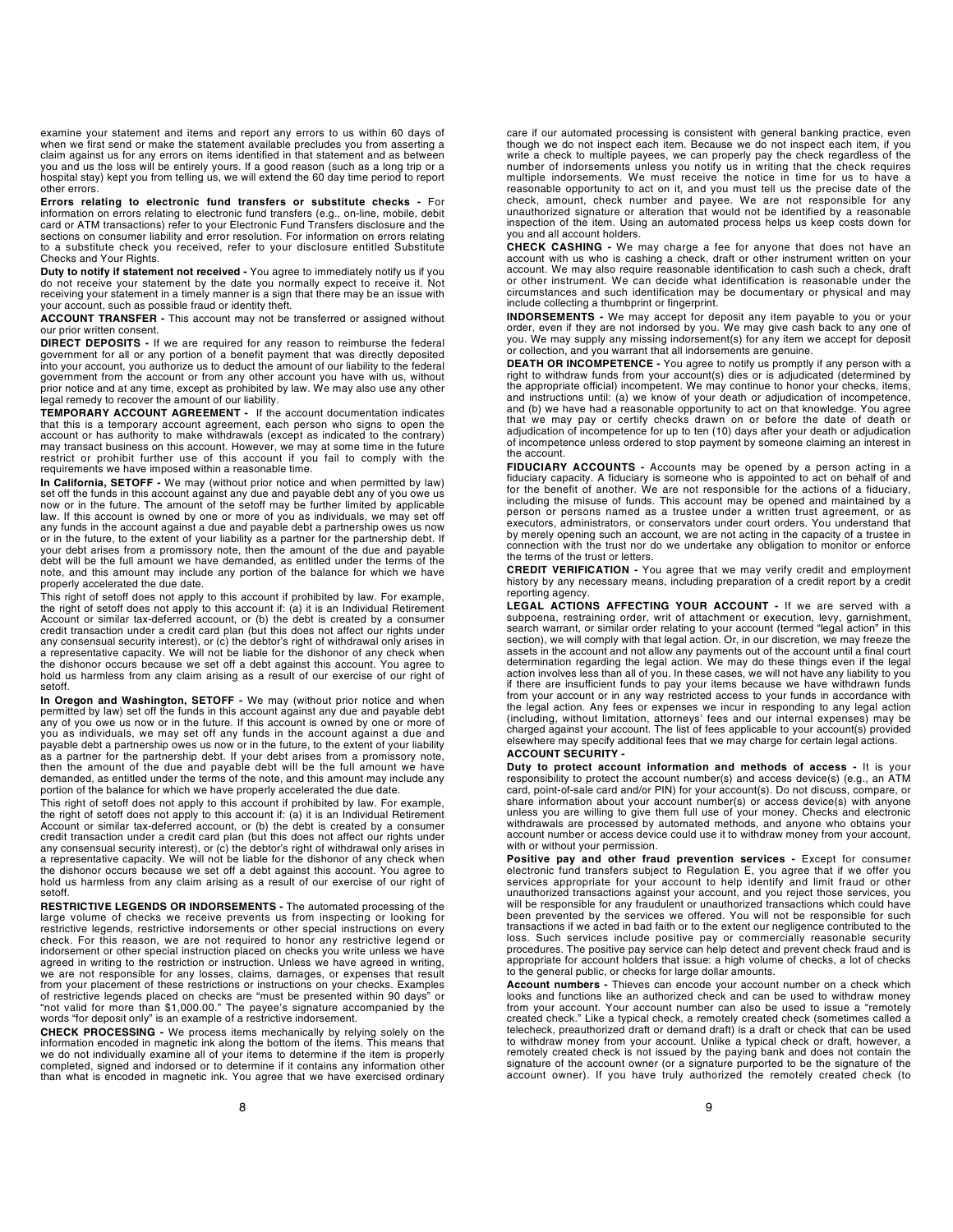examine your statement and items and report any errors to us within 60 days of when we first send or make the statement available precludes you from asserting a claim against us for any errors on items identified in that statement and as between you and us the loss will be entirely yours. If a good reason (such as a long trip or a hospital stay) kept you from telling us, we will extend the 60 day time period to report other errors.

**Errors relating to electronic fund transfers or substitute checks -** For information on errors relating to electronic fund transfers (e.g., on-line, mobile, debit card or ATM transactions) refer to your Electronic Fund Transfers disclosure and the sections on consumer liability and error resolution. For information on errors relating to a substitute check you received, refer to your disclosure entitled Substitute Checks and Your Rights.

**Duty to notify if statement not received -** You agree to immediately notify us if you do not receive your statement by the date you normally expect to receive it. Not receiving your statement in a timely manner is a sign that there may be an issue with your account, such as possible fraud or identity theft.

**ACCOUNT TRANSFER -** This account may not be transferred or assigned without our prior written consent.

**DIRECT DEPOSITS -** If we are required for any reason to reimburse the federal government for all or any portion of a benefit payment that was directly deposited into your account, you authorize us to deduct the amount of our liability to the federal government from the account or from any other account you have with us, without prior notice and at any time, except as prohibited by law. We may also use any other legal remedy to recover the amount of our liability.

**TEMPORARY ACCOUNT AGREEMENT -** If the account documentation indicates that this is a temporary account agreement, each person who signs to open the account or has authority to make withdrawals (except as indicated to the contrary) may transact business on this account. However, we may at some time in the future restrict or prohibit further use of this account if you fail to comply with the requirements we have imposed within a reasonable time.

**In California, SETOFF -** We may (without prior notice and when permitted by law) set off the funds in this account against any due and payable debt any of you owe us now or in the future. The amount of the setoff may be further limited by applicable law. If this account is owned by one or more of you as individuals, we may set off any funds in the account against a due and payable debt a partnership owes us now or in the future, to the extent of your liability as a partner for the partnership debt. If your debt arises from a promissory note, then the amount of the due and payable debt will be the full amount we have demanded, as entitled under the terms of the note, and this amount may include any portion of the balance for which we have properly accelerated the due date.

This right of setoff does not apply to this account if prohibited by law. For example, the right of setoff does not apply to this account if: (a) it is an Individual Retirement Account or similar tax-deferred account, or (b) the debt is created by a consumer credit transaction under a credit card plan (but this does not affect our rights under any consensual security interest), or (c) the debtor's right of withdrawal only arises in a representative capacity. We will not be liable for the dishonor of any check when the dishonor occurs because we set off a debt against this account. You agree to hold us harmless from any claim arising as a result of our exercise of our right of setoff.

**In Oregon and Washington, SETOFF -** We may (without prior notice and when permitted by law) set off the funds in this account against any due and payable debt any of you owe us now or in the future. If this account is owned by one or more of you as individuals, we may set off any funds in the account against a due and payable debt a partnership owes us now or in the future, to the extent of your liability as a partner for the partnership debt. If your debt arises from a promissory note, then the amount of the due and payable debt will be the full amount we have demanded, as entitled under the terms of the note, and this amount may include any portion of the balance for which we have properly accelerated the due date.

This right of setoff does not apply to this account if prohibited by law. For example, the right of setoff does not apply to this account if: (a) it is an Individual Retirement Account or similar tax-deferred account, or (b) the debt is created by a consumer credit transaction under a credit card plan (but this does not affect our rights under any consensual security interest), or (c) the debtor's right of withdrawal only arises in a representative capacity. We will not be liable for the dishonor of any check when the dishonor occurs because we set off a debt against this account. You agree to hold us harmless from any claim arising as a result of our exercise of our right of setoff.

**RESTRICTIVE LEGENDS OR INDORSEMENTS -** The automated processing of the large volume of checks we receive prevents us from inspecting or looking for restrictive legends, restrictive indorsements or other special instructions on every check. For this reason, we are not required to honor any restrictive legend or indorsement or other special instruction placed on checks you write unless we have agreed in writing to the restriction or instruction. Unless we have agreed in writing, we are not responsible for any losses, claims, damages, or expenses that result from your placement of these restrictions or instructions on your checks. Examples of restrictive legends placed on checks are "must be presented within 90 days" or "not valid for more than $1,000.00." The payee's signature accompanied by the words "for deposit only" is an example of a restrictive indorsement.

**CHECK PROCESSING -** We process items mechanically by relying solely on the information encoded in magnetic ink along the bottom of the items. This means that we do not individually examine all of your items to determine if the item is properly completed, signed and indorsed or to determine if it contains any information other than what is encoded in magnetic ink. You agree that we have exercised ordinary care if our automated processing is consistent with general banking practice, even though we do not inspect each item. Because we do not inspect each item, if you write a check to multiple payees, we can properly pay the check regardless of the number of indorsements unless you notify us in writing that the check requires multiple indorsements. We must receive the notice in time for us to have a reasonable opportunity to act on it, and you must tell us the precise date of the check, amount, check number and payee. We are not responsible for any unauthorized signature or alteration that would not be identified by a reasonable inspection of the item. Using an automated process helps us keep costs down for you and all account holders.

**CHECK CASHING -** We may charge a fee for anyone that does not have an account with us who is cashing a check, draft or other instrument written on your account. We may also require reasonable identification to cash such a check, draft or other instrument. We can decide what identification is reasonable under the circumstances and such identification may be documentary or physical and may include collecting a thumbprint or fingerprint.

**INDORSEMENTS -** We may accept for deposit any item payable to you or your order, even if they are not indorsed by you. We may give cash back to any one of you. We may supply any missing indorsement(s) for any item we accept for deposit or collection, and you warrant that all indorsements are genuine.

**DEATH OR INCOMPETENCE -** You agree to notify us promptly if any person with a right to withdraw funds from your account(s) dies or is adjudicated (determined by the appropriate official) incompetent. We may continue to honor your checks, items, and instructions until: (a) we know of your death or adjudication of incompetence, and (b) we have had a reasonable opportunity to act on that knowledge. You agree that we may pay or certify checks drawn on or before the date of death or adjudication of incompetence for up to ten (10) days after your death or adjudication of incompetence unless ordered to stop payment by someone claiming an interest in the account.

**FIDUCIARY ACCOUNTS -** Accounts may be opened by a person acting in a fiduciary capacity. A fiduciary is someone who is appointed to act on behalf of and for the benefit of another. We are not responsible for the actions of a fiduciary, including the misuse of funds. This account may be opened and maintained by a person or persons named as a trustee under a written trust agreement, or as executors, administrators, or conservators under court orders. You understand that by merely opening such an account, we are not acting in the capacity of a trustee in connection with the trust nor do we undertake any obligation to monitor or enforce the terms of the trust or letters.

**CREDIT VERIFICATION -** You agree that we may verify credit and employment history by any necessary means, including preparation of a credit report by a credit reporting agency.

**LEGAL ACTIONS AFFECTING YOUR ACCOUNT -** If we are served with a subpoena, restraining order, writ of attachment or execution, levy, garnishment, search warrant, or similar order relating to your account (termed "legal action" in this section), we will comply with that legal action. Or, in our discretion, we may freeze the assets in the account and not allow any payments out of the account until a final court determination regarding the legal action. We may do these things even if the legal action involves less than all of you. In these cases, we will not have any liability to you if there are insufficient funds to pay your items because we have withdrawn funds from your account or in any way restricted access to your funds in accordance with the legal action. Any fees or expenses we incur in responding to any legal action (including, without limitation, attorneys' fees and our internal expenses) may be charged against your account. The list of fees applicable to your account(s) provided elsewhere may specify additional fees that we may charge for certain legal actions.

**ACCOUNT SECURITY -**

**Duty to protect account information and methods of access -** It is your responsibility to protect the account number(s) and access device(s) (e.g., an ATM card, point-of-sale card and/or PIN) for your account(s). Do not discuss, compare, or share information about your account number(s) or access device(s) with anyone unless you are willing to give them full use of your money. Checks and electronic withdrawals are processed by automated methods, and anyone who obtains your account number or access device could use it to withdraw money from your account, with or without your permission.

**Positive pay and other fraud prevention services -** Except for consumer electronic fund transfers subject to Regulation E, you agree that if we offer you services appropriate for your account to help identify and limit fraud or other unauthorized transactions against your account, and you reject those services, you will be responsible for any fraudulent or unauthorized transactions which could have been prevented by the services we offered. You will not be responsible for such transactions if we acted in bad faith or to the extent our negligence contributed to the loss. Such services include positive pay or commercially reasonable security procedures. The positive pay service can help detect and prevent check fraud and is appropriate for account holders that issue: a high volume of checks, a lot of checks to the general public, or checks for large dollar amounts.

**Account numbers -** Thieves can encode your account number on a check which looks and functions like an authorized check and can be used to withdraw money from your account. Your account number can also be used to issue a "remotely created check." Like a typical check, a remotely created check (sometimes called a telecheck, preauthorized draft or demand draft) is a draft or check that can be used to withdraw money from your account. Unlike a typical check or draft, however, a remotely created check is not issued by the paying bank and does not contain the signature of the account owner (or a signature purported to be the signature of the account owner). If you have truly authorized the remotely created check (to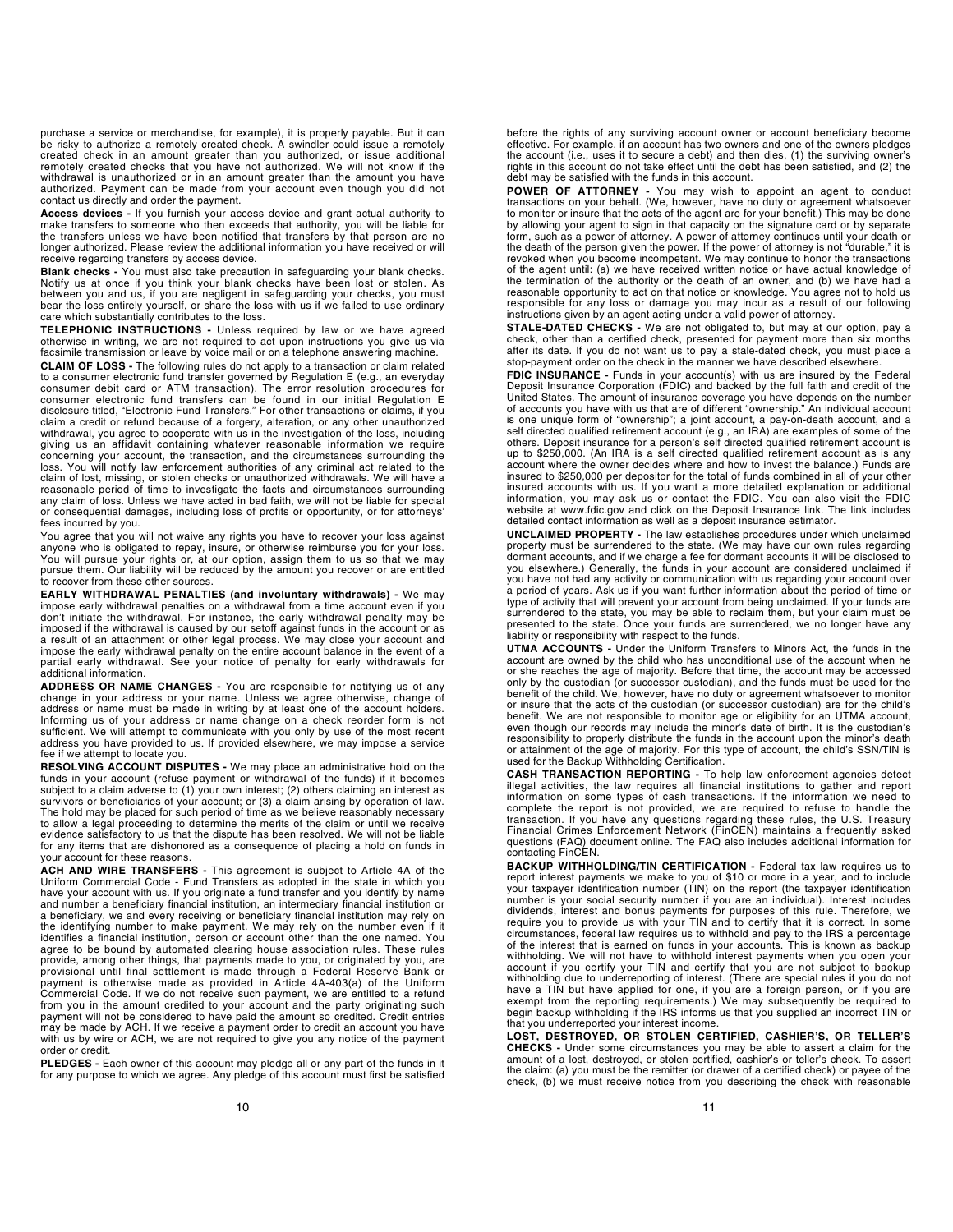purchase a service or merchandise, for example), it is properly payable. But it can be risky to authorize a remotely created check. A swindler could issue a remotely created check in an amount greater than you authorized, or issue additional remotely created checks that you have not authorized. We will not know if the withdrawal is unauthorized or in an amount greater than the amount you have authorized. Payment can be made from your account even though you did not contact us directly and order the payment.

**Access devices -** If you furnish your access device and grant actual authority to make transfers to someone who then exceeds that authority, you will be liable for the transfers unless we have been notified that transfers by that person are no longer authorized. Please review the additional information you have received or will receive regarding transfers by access device.

**Blank checks -** You must also take precaution in safeguarding your blank checks. Notify us at once if you think your blank checks have been lost or stolen. As between you and us, if you are negligent in safeguarding your checks, you must bear the loss entirely yourself, or share the loss with us if we failed to use ordinary care which substantially contributes to the loss.

**TELEPHONIC INSTRUCTIONS -** Unless required by law or we have agreed otherwise in writing, we are not required to act upon instructions you give us via facsimile transmission or leave by voice mail or on a telephone answering machine.

**CLAIM OF LOSS -** The following rules do not apply to a transaction or claim related to a consumer electronic fund transfer governed by Regulation E (e.g., an everyday consumer debit card or ATM transaction). The error resolution procedures for consumer electronic fund transfers can be found in our initial Regulation E disclosure titled, "Electronic Fund Transfers." For other transactions or claims, if you claim a credit or refund because of a forgery, alteration, or any other unauthorized withdrawal, you agree to cooperate with us in the investigation of the loss, including giving us an affidavit containing whatever reasonable information we require concerning your account, the transaction, and the circumstances surrounding the loss. You will notify law enforcement authorities of any criminal act related to the claim of lost, missing, or stolen checks or unauthorized withdrawals. We will have a reasonable period of time to investigate the facts and circumstances surrounding any claim of loss. Unless we have acted in bad faith, we will not be liable for special or consequential damages, including loss of profits or opportunity, or for attorneys' fees incurred by you.

You agree that you will not waive any rights you have to recover your loss against anyone who is obligated to repay, insure, or otherwise reimburse you for your loss. You will pursue your rights or, at our option, assign them to us so that we may pursue them. Our liability will be reduced by the amount you recover or are entitled to recover from these other sources.

**EARLY WITHDRAWAL PENALTIES (and involuntary withdrawals) -** We may impose early withdrawal penalties on a withdrawal from a time account even if you don't initiate the withdrawal. For instance, the early withdrawal penalty may be imposed if the withdrawal is caused by our setoff against funds in the account or as a result of an attachment or other legal process. We may close your account and impose the early withdrawal penalty on the entire account balance in the event of a partial early withdrawal. See your notice of penalty for early withdrawals for additional information.

**ADDRESS OR NAME CHANGES -** You are responsible for notifying us of any change in your address or your name. Unless we agree otherwise, change of address or name must be made in writing by at least one of the account holders. Informing us of your address or name change on a check reorder form is not sufficient. We will attempt to communicate with you only by use of the most recent address you have provided to us. If provided elsewhere, we may impose a service fee if we attempt to locate you.

**RESOLVING ACCOUNT DISPUTES -** We may place an administrative hold on the funds in your account (refuse payment or withdrawal of the funds) if it becomes subject to a claim adverse to (1) your own interest; (2) others claiming an interest as survivors or beneficiaries of your account; or (3) a claim arising by operation of law. The hold may be placed for such period of time as we believe reasonably necessary to allow a legal proceeding to determine the merits of the claim or until we receive evidence satisfactory to us that the dispute has been resolved. We will not be liable for any items that are dishonored as a consequence of placing a hold on funds in your account for these reasons.

**ACH AND WIRE TRANSFERS -** This agreement is subject to Article 4A of the Uniform Commercial Code - Fund Transfers as adopted in the state in which you have your account with us. If you originate a fund transfer and you identify by name and number a beneficiary financial institution, an intermediary financial institution or a beneficiary, we and every receiving or beneficiary financial institution may rely on the identifying number to make payment. We may rely on the number even if it identifies a financial institution, person or account other than the one named. You agree to be bound by automated clearing house association rules. These rules provide, among other things, that payments made to you, or originated by you, are provisional until final settlement is made through a Federal Reserve Bank or payment is otherwise made as provided in Article 4A-403(a) of the Uniform Commercial Code. If we do not receive such payment, we are entitled to a refund from you in the amount credited to your account and the party originating such payment will not be considered to have paid the amount so credited. Credit entries may be made by ACH. If we receive a payment order to credit an account you have with us by wire or ACH, we are not required to give you any notice of the payment order or credit.

**PLEDGES -** Each owner of this account may pledge all or any part of the funds in it for any purpose to which we agree. Any pledge of this account must first be satisfied before the rights of any surviving account owner or account beneficiary become effective. For example, if an account has two owners and one of the owners pledges the account (i.e., uses it to secure a debt) and then dies, (1) the surviving owner's rights in this account do not take effect until the debt has been satisfied, and (2) the debt may be satisfied with the funds in this account.

**POWER OF ATTORNEY -** You may wish to appoint an agent to conduct transactions on your behalf. (We, however, have no duty or agreement whatsoever to monitor or insure that the acts of the agent are for your benefit.) This may be done by allowing your agent to sign in that capacity on the signature card or by separate form, such as a power of attorney. A power of attorney continues until your death or the death of the person given the power. If the power of attorney is not "durable," it is revoked when you become incompetent. We may continue to honor the transactions of the agent until: (a) we have received written notice or have actual knowledge of the termination of the authority or the death of an owner, and (b) we have had a reasonable opportunity to act on that notice or knowledge. You agree not to hold us responsible for any loss or damage you may incur as a result of our following instructions given by an agent acting under a valid power of attorney.

**STALE-DATED CHECKS -** We are not obligated to, but may at our option, pay a check, other than a certified check, presented for payment more than six months after its date. If you do not want us to pay a stale-dated check, you must place a stop-payment order on the check in the manner we have described elsewhere.

**FDIC INSURANCE -** Funds in your account(s) with us are insured by the Federal Deposit Insurance Corporation (FDIC) and backed by the full faith and credit of the United States. The amount of insurance coverage you have depends on the number of accounts you have with us that are of different "ownership." An individual account is one unique form of "ownership"; a joint account, a pay-on-death account, and a self directed qualified retirement account (e.g., an IRA) are examples of some of the others. Deposit insurance for a person's self directed qualified retirement account is up to $250,000. (An IRA is a self directed qualified retirement account as is any account where the owner decides where and how to invest the balance.) Funds are insured to $250,000 per depositor for the total of funds combined in all of your other insured accounts with us. If you want a more detailed explanation or additional information, you may ask us or contact the FDIC. You can also visit the FDIC website at www.fdic.gov and click on the Deposit Insurance link. The link includes detailed contact information as well as a deposit insurance estimator.

**UNCLAIMED PROPERTY -** The law establishes procedures under which unclaimed property must be surrendered to the state. (We may have our own rules regarding dormant accounts, and if we charge a fee for dormant accounts it will be disclosed to you elsewhere.) Generally, the funds in your account are considered unclaimed if you have not had any activity or communication with us regarding your account over a period of years. Ask us if you want further information about the period of time or type of activity that will prevent your account from being unclaimed. If your funds are surrendered to the state, you may be able to reclaim them, but your claim must be presented to the state. Once your funds are surrendered, we no longer have any liability or responsibility with respect to the funds.

**UTMA ACCOUNTS -** Under the Uniform Transfers to Minors Act, the funds in the account are owned by the child who has unconditional use of the account when he or she reaches the age of majority. Before that time, the account may be accessed only by the custodian (or successor custodian), and the funds must be used for the benefit of the child. We, however, have no duty or agreement whatsoever to monitor or insure that the acts of the custodian (or successor custodian) are for the child's benefit. We are not responsible to monitor age or eligibility for an UTMA account, even though our records may include the minor's date of birth. It is the custodian's responsibility to properly distribute the funds in the account upon the minor's death or attainment of the age of majority. For this type of account, the child's SSN/TIN is used for the Backup Withholding Certification.

**CASH TRANSACTION REPORTING -** To help law enforcement agencies detect illegal activities, the law requires all financial institutions to gather and report information on some types of cash transactions. If the information we need to complete the report is not provided, we are required to refuse to handle the transaction. If you have any questions regarding these rules, the U.S. Treasury Financial Crimes Enforcement Network (FinCEN) maintains a frequently asked questions (FAQ) document online. The FAQ also includes additional information for contacting FinCEN.

**BACKUP WITHHOLDING/TIN CERTIFICATION -** Federal tax law requires us to report interest payments we make to you of $10 or more in a year, and to include your taxpayer identification number (TIN) on the report (the taxpayer identification number is your social security number if you are an individual). Interest includes dividends, interest and bonus payments for purposes of this rule. Therefore, we require you to provide us with your TIN and to certify that it is correct. In some circumstances, federal law requires us to withhold and pay to the IRS a percentage of the interest that is earned on funds in your accounts. This is known as backup withholding. We will not have to withhold interest payments when you open your account if you certify your TIN and certify that you are not subject to backup withholding due to underreporting of interest. (There are special rules if you do not have a TIN but have applied for one, if you are a foreign person, or if you are exempt from the reporting requirements.) We may subsequently be required to begin backup withholding if the IRS informs us that you supplied an incorrect TIN or that you underreported your interest income.

**LOST, DESTROYED, OR STOLEN CERTIFIED, CASHIER'S, OR TELLER'S CHECKS -** Under some circumstances you may be able to assert a claim for the amount of a lost, destroyed, or stolen certified, cashier's or teller's check. To assert the claim: (a) you must be the remitter (or drawer of a certified check) or payee of the check, (b) we must receive notice from you describing the check with reasonable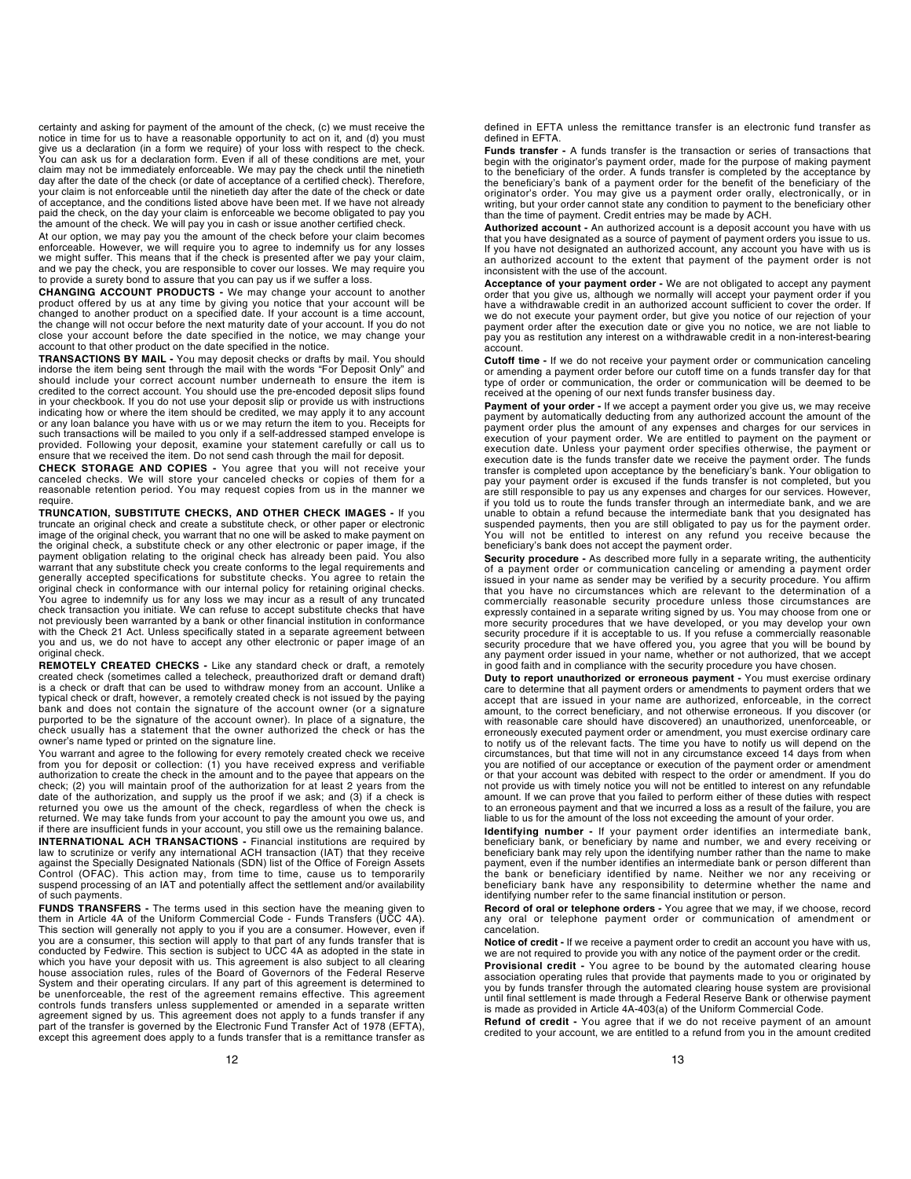certainty and asking for payment of the amount of the check, (c) we must receive the notice in time for us to have a reasonable opportunity to act on it, and (d) you must give us a declaration (in a form we require) of your loss with respect to the check. You can ask us for a declaration form. Even if all of these conditions are met, your claim may not be immediately enforceable. We may pay the check until the ninetieth day after the date of the check (or date of acceptance of a certified check). Therefore, your claim is not enforceable until the ninetieth day after the date of the check or date of acceptance, and the conditions listed above have been met. If we have not already paid the check, on the day your claim is enforceable we become obligated to pay you the amount of the check. We will pay you in cash or issue another certified check.

At our option, we may pay you the amount of the check before your claim becomes enforceable. However, we will require you to agree to indemnify us for any losses we might suffer. This means that if the check is presented after we pay your claim, and we pay the check, you are responsible to cover our losses. We may require you to provide a surety bond to assure that you can pay us if we suffer a loss.

**CHANGING ACCOUNT PRODUCTS -** We may change your account to another product offered by us at any time by giving you notice that your account will be changed to another product on a specified date. If your account is a time account, the change will not occur before the next maturity date of your account. If you do not close your account before the date specified in the notice, we may change your account to that other product on the date specified in the notice.

**TRANSACTIONS BY MAIL -** You may deposit checks or drafts by mail. You should indorse the item being sent through the mail with the words "For Deposit Only" and should include your correct account number underneath to ensure the item is credited to the correct account. You should use the pre-encoded deposit slips found in your checkbook. If you do not use your deposit slip or provide us with instructions indicating how or where the item should be credited, we may apply it to any account or any loan balance you have with us or we may return the item to you. Receipts for such transactions will be mailed to you only if a self-addressed stamped envelope is provided. Following your deposit, examine your statement carefully or call us to ensure that we received the item. Do not send cash through the mail for deposit.

**CHECK STORAGE AND COPIES -** You agree that you will not receive your canceled checks. We will store your canceled checks or copies of them for a reasonable retention period. You may request copies from us in the manner we require.

**TRUNCATION, SUBSTITUTE CHECKS, AND OTHER CHECK IMAGES -** If you truncate an original check and create a substitute check, or other paper or electronic image of the original check, you warrant that no one will be asked to make payment on the original check, a substitute check or any other electronic or paper image, if the payment obligation relating to the original check has already been paid. You also warrant that any substitute check you create conforms to the legal requirements and generally accepted specifications for substitute checks. You agree to retain the original check in conformance with our internal policy for retaining original checks. You agree to indemnify us for any loss we may incur as a result of any truncated check transaction you initiate. We can refuse to accept substitute checks that have not previously been warranted by a bank or other financial institution in conformance with the Check 21 Act. Unless specifically stated in a separate agreement between you and us, we do not have to accept any other electronic or paper image of an original check.

**REMOTELY CREATED CHECKS -** Like any standard check or draft, a remotely created check (sometimes called a telecheck, preauthorized draft or demand draft) is a check or draft that can be used to withdraw money from an account. Unlike a typical check or draft, however, a remotely created check is not issued by the paying bank and does not contain the signature of the account owner (or a signature purported to be the signature of the account owner). In place of a signature, the check usually has a statement that the owner authorized the check or has the owner's name typed or printed on the signature line.

You warrant and agree to the following for every remotely created check we receive from you for deposit or collection: (1) you have received express and verifiable authorization to create the check in the amount and to the payee that appears on the check; (2) you will maintain proof of the authorization for at least 2 years from the date of the authorization, and supply us the proof if we ask; and (3) if a check is returned you owe us the amount of the check, regardless of when the check is returned. We may take funds from your account to pay the amount you owe us, and if there are insufficient funds in your account, you still owe us the remaining balance.

**INTERNATIONAL ACH TRANSACTIONS -** Financial institutions are required by law to scrutinize or verify any international ACH transaction (IAT) that they receive against the Specially Designated Nationals (SDN) list of the Office of Foreign Assets Control (OFAC). This action may, from time to time, cause us to temporarily suspend processing of an IAT and potentially affect the settlement and/or availability of such payments.

**FUNDS TRANSFERS -** The terms used in this section have the meaning given to them in Article 4A of the Uniform Commercial Code - Funds Transfers (UCC 4A). This section will generally not apply to you if you are a consumer. However, even if you are a consumer, this section will apply to that part of any funds transfer that is conducted by Fedwire. This section is subject to UCC 4A as adopted in the state in which you have your deposit with us. This agreement is also subject to all clearing house association rules, rules of the Board of Governors of the Federal Reserve System and their operating circulars. If any part of this agreement is determined to be unenforceable, the rest of the agreement remains effective. This agreement controls funds transfers unless supplemented or amended in a separate written agreement signed by us. This agreement does not apply to a funds transfer if any part of the transfer is governed by the Electronic Fund Transfer Act of 1978 (EFTA), except this agreement does apply to a funds transfer that is a remittance transfer as defined in EFTA unless the remittance transfer is an electronic fund transfer as defined in EFTA.

**Funds transfer -** A funds transfer is the transaction or series of transactions that begin with the originator's payment order, made for the purpose of making payment to the beneficiary of the order. A funds transfer is completed by the acceptance by the beneficiary's bank of a payment order for the benefit of the beneficiary of the originator's order. You may give us a payment order orally, electronically, or in writing, but your order cannot state any condition to payment to the beneficiary other than the time of payment. Credit entries may be made by ACH.

**Authorized account -** An authorized account is a deposit account you have with us that you have designated as a source of payment of payment orders you issue to us. If you have not designated an authorized account, any account you have with us is an authorized account to the extent that payment of the payment order is not inconsistent with the use of the account.

**Acceptance of your payment order -** We are not obligated to accept any payment order that you give us, although we normally will accept your payment order if you have a withdrawable credit in an authorized account sufficient to cover the order. If we do not execute your payment order, but give you notice of our rejection of your payment order after the execution date or give you no notice, we are not liable to pay you as restitution any interest on a withdrawable credit in a non-interest-bearing account.

**Cutoff time -** If we do not receive your payment order or communication canceling or amending a payment order before our cutoff time on a funds transfer day for that type of order or communication, the order or communication will be deemed to be received at the opening of our next funds transfer business day.

**Payment of your order -** If we accept a payment order you give us, we may receive payment by automatically deducting from any authorized account the amount of the payment order plus the amount of any expenses and charges for our services in execution of your payment order. We are entitled to payment on the payment or execution date. Unless your payment order specifies otherwise, the payment or execution date is the funds transfer date we receive the payment order. The funds transfer is completed upon acceptance by the beneficiary's bank. Your obligation to pay your payment order is excused if the funds transfer is not completed, but you are still responsible to pay us any expenses and charges for our services. However, if you told us to route the funds transfer through an intermediate bank, and we are unable to obtain a refund because the intermediate bank that you designated has suspended payments, then you are still obligated to pay us for the payment order. You will not be entitled to interest on any refund you receive because the beneficiary's bank does not accept the payment order.

**Security procedure -** As described more fully in a separate writing, the authenticity of a payment order or communication canceling or amending a payment order issued in your name as sender may be verified by a security procedure. You affirm that you have no circumstances which are relevant to the determination of a commercially reasonable security procedure unless those circumstances are expressly contained in a separate writing signed by us. You may choose from one or more security procedures that we have developed, or you may develop your own security procedure if it is acceptable to us. If you refuse a commercially reasonable security procedure that we have offered you, you agree that you will be bound by any payment order issued in your name, whether or not authorized, that we accept in good faith and in compliance with the security procedure you have chosen.

**Duty to report unauthorized or erroneous payment -** You must exercise ordinary care to determine that all payment orders or amendments to payment orders that we accept that are issued in your name are authorized, enforceable, in the correct amount, to the correct beneficiary, and not otherwise erroneous. If you discover (or with reasonable care should have discovered) an unauthorized, unenforceable, or erroneously executed payment order or amendment, you must exercise ordinary care to notify us of the relevant facts. The time you have to notify us will depend on the circumstances, but that time will not in any circumstance exceed 14 days from when you are notified of our acceptance or execution of the payment order or amendment or that your account was debited with respect to the order or amendment. If you do not provide us with timely notice you will not be entitled to interest on any refundable amount. If we can prove that you failed to perform either of these duties with respect to an erroneous payment and that we incurred a loss as a result of the failure, you are liable to us for the amount of the loss not exceeding the amount of your order.

**Identifying number -** If your payment order identifies an intermediate bank, beneficiary bank, or beneficiary by name and number, we and every receiving or beneficiary bank may rely upon the identifying number rather than the name to make payment, even if the number identifies an intermediate bank or person different than the bank or beneficiary identified by name. Neither we nor any receiving or beneficiary bank have any responsibility to determine whether the name and identifying number refer to the same financial institution or person.

**Record of oral or telephone orders -** You agree that we may, if we choose, record any oral or telephone payment order or communication of amendment or cancelation.

**Notice of credit -** If we receive a payment order to credit an account you have with us, we are not required to provide you with any notice of the payment order or the credit.

**Provisional credit -** You agree to be bound by the automated clearing house association operating rules that provide that payments made to you or originated by you by funds transfer through the automated clearing house system are provisional until final settlement is made through a Federal Reserve Bank or otherwise payment is made as provided in Article 4A-403(a) of the Uniform Commercial Code.

**Refund of credit -** You agree that if we do not receive payment of an amount credited to your account, we are entitled to a refund from you in the amount credited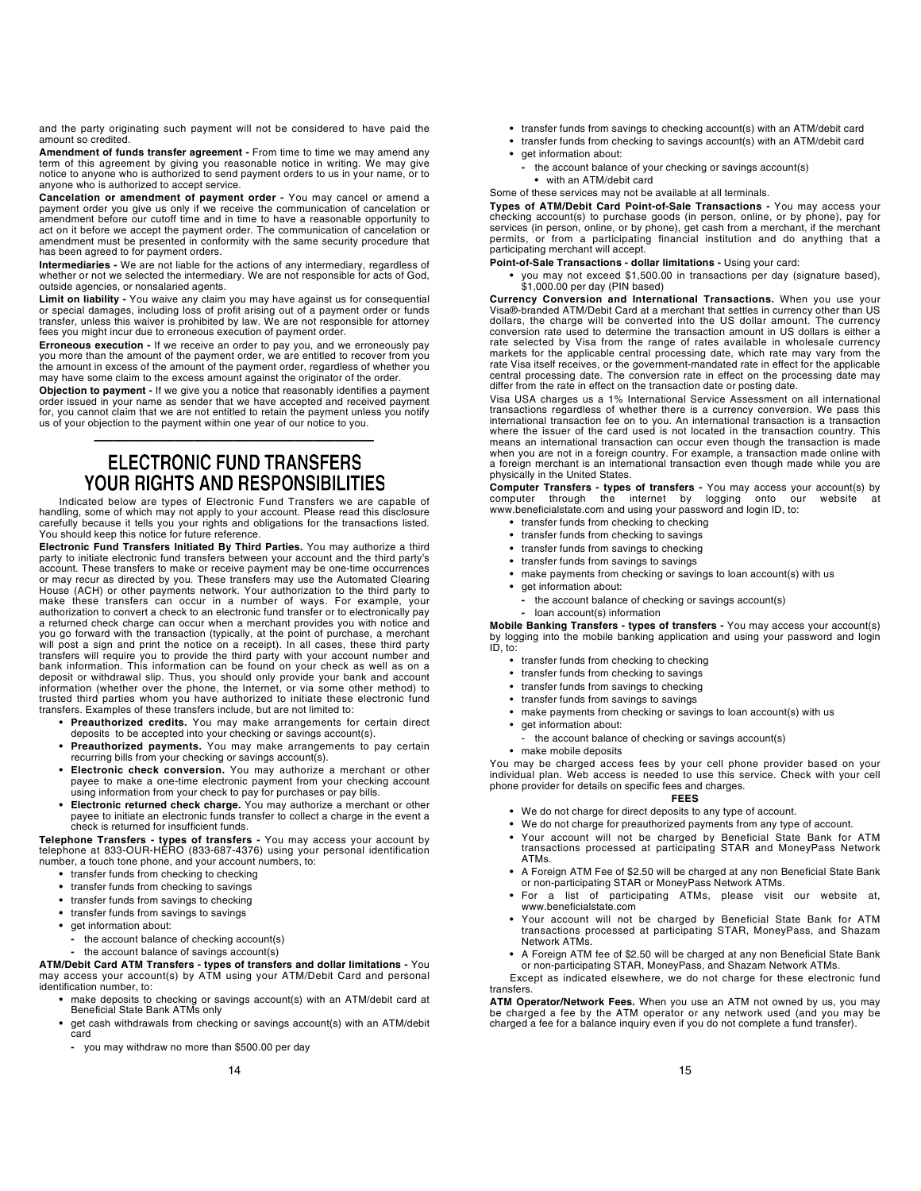and the party originating such payment will not be considered to have paid the amount so credited.

**Amendment of funds transfer agreement -** From time to time we may amend any term of this agreement by giving you reasonable notice in writing. We may give notice to anyone who is authorized to send payment orders to us in your name, or to anyone who is authorized to accept service.

**Cancelation or amendment of payment order -** You may cancel or amend a payment order you give us only if we receive the communication of cancelation or amendment before our cutoff time and in time to have a reasonable opportunity to act on it before we accept the payment order. The communication of cancelation or amendment must be presented in conformity with the same security procedure that has been agreed to for payment orders.

**Intermediaries -** We are not liable for the actions of any intermediary, regardless of whether or not we selected the intermediary. We are not responsible for acts of God, outside agencies, or nonsalaried agents.

**Limit on liability -** You waive any claim you may have against us for consequential or special damages, including loss of profit arising out of a payment order or funds transfer, unless this waiver is prohibited by law. We are not responsible for attorney fees you might incur due to erroneous execution of payment order.

**Erroneous execution -** If we receive an order to pay you, and we erroneously pay you more than the amount of the payment order, we are entitled to recover from you the amount in excess of the amount of the payment order, regardless of whether you may have some claim to the excess amount against the originator of the order.

**Objection to payment -** If we give you a notice that reasonably identifies a payment order issued in your name as sender that we have accepted and received payment for, you cannot claim that we are not entitled to retain the payment unless you notify us of your objection to the payment within one year of our notice to you.

---

# ELECTRONIC FUND TRANSFERS YOUR RIGHTS AND RESPONSIBILITIES

Indicated below are types of Electronic Fund Transfers we are capable of handling, some of which may not apply to your account. Please read this disclosure carefully because it tells you your rights and obligations for the transactions listed. You should keep this notice for future reference.

**Electronic Fund Transfers Initiated By Third Parties.** You may authorize a third party to initiate electronic fund transfers between your account and the third party's account. These transfers to make or receive payment may be one-time occurrences or may recur as directed by you. These transfers may use the Automated Clearing House (ACH) or other payments network. Your authorization to the third party to make these transfers can occur in a number of ways. For example, your authorization to convert a check to an electronic fund transfer or to electronically pay a returned check charge can occur when a merchant provides you with notice and you go forward with the transaction (typically, at the point of purchase, a merchant will post a sign and print the notice on a receipt). In all cases, these third party transfers will require you to provide the third party with your account number and bank information. This information can be found on your check as well as on a deposit or withdrawal slip. Thus, you should only provide your bank and account information (whether over the phone, the Internet, or via some other method) to trusted third parties whom you have authorized to initiate these electronic fund transfers. Examples of these transfers include, but are not limited to:

- **Preauthorized credits.** You may make arrangements for certain direct deposits to be accepted into your checking or savings account(s).
- **Preauthorized payments.** You may make arrangements to pay certain recurring bills from your checking or savings account(s).
- **Electronic check conversion.** You may authorize a merchant or other payee to make a one-time electronic payment from your checking account using information from your check to pay for purchases or pay bills.
- **Electronic returned check charge.** You may authorize a merchant or other payee to initiate an electronic funds transfer to collect a charge in the event a check is returned for insufficient funds.

**Telephone Transfers - types of transfers -** You may access your account by telephone at 833-OUR-HERO (833-687-4376) using your personal identification number, a touch tone phone, and your account numbers, to:

- transfer funds from checking to checking
- transfer funds from checking to savings
- transfer funds from savings to checking
- transfer funds from savings to savings
- get information about:
  - the account balance of checking account(s)
  - the account balance of savings account(s)

**ATM/Debit Card ATM Transfers - types of transfers and dollar limitations -** You may access your account(s) by ATM using your ATM/Debit Card and personal identification number, to:

- make deposits to checking or savings account(s) with an ATM/debit card at Beneficial State Bank ATMs only
- get cash withdrawals from checking or savings account(s) with an ATM/debit card
  - you may withdraw no more than $500.00 per day
- transfer funds from savings to checking account(s) with an ATM/debit card
- transfer funds from checking to savings account(s) with an ATM/debit card
- get information about:
  - the account balance of your checking or savings account(s)
    - with an ATM/debit card

Some of these services may not be available at all terminals.

**Types of ATM/Debit Card Point-of-Sale Transactions -** You may access your checking account(s) to purchase goods (in person, online, or by phone), pay for services (in person, online, or by phone), get cash from a merchant, if the merchant permits, or from a participating financial institution and do anything that a participating merchant will accept.

**Point-of-Sale Transactions - dollar limitations -** Using your card:

- you may not exceed $1,500.00 in transactions per day (signature based), $1,000.00 per day (PIN based)

**Currency Conversion and International Transactions.** When you use your Visa®-branded ATM/Debit Card at a merchant that settles in currency other than US dollars, the charge will be converted into the US dollar amount. The currency conversion rate used to determine the transaction amount in US dollars is either a rate selected by Visa from the range of rates available in wholesale currency markets for the applicable central processing date, which rate may vary from the rate Visa itself receives, or the government-mandated rate in effect for the applicable central processing date. The conversion rate in effect on the processing date may differ from the rate in effect on the transaction date or posting date.

Visa USA charges us a 1% International Service Assessment on all international transactions regardless of whether there is a currency conversion. We pass this international transaction fee on to you. An international transaction is a transaction where the issuer of the card used is not located in the transaction country. This means an international transaction can occur even though the transaction is made when you are not in a foreign country. For example, a transaction made online with a foreign merchant is an international transaction even though made while you are physically in the United States.

**Computer Transfers - types of transfers -** You may access your account(s) by computer through the internet by logging onto our website at www.beneficialstate.com and using your password and login ID, to:

- transfer funds from checking to checking
- transfer funds from checking to savings
- transfer funds from savings to checking
- transfer funds from savings to savings
- make payments from checking or savings to loan account(s) with us
- get information about:
  - the account balance of checking or savings account(s)
  - loan account(s) information

**Mobile Banking Transfers - types of transfers -** You may access your account(s) by logging into the mobile banking application and using your password and login ID, to:

- transfer funds from checking to checking
- transfer funds from checking to savings
- transfer funds from savings to checking
- transfer funds from savings to savings
- make payments from checking or savings to loan account(s) with us
- get information about:
  - the account balance of checking or savings account(s)
- make mobile deposits

You may be charged access fees by your cell phone provider based on your individual plan. Web access is needed to use this service. Check with your cell phone provider for details on specific fees and charges.

**FEES**

- We do not charge for direct deposits to any type of account.
- We do not charge for preauthorized payments from any type of account.
- Your account will not be charged by Beneficial State Bank for ATM transactions processed at participating STAR and MoneyPass Network ATMs.
- A Foreign ATM Fee of $2.50 will be charged at any non Beneficial State Bank or non-participating STAR or MoneyPass Network ATMs.
- For a list of participating ATMs, please visit our website at, www.beneficialstate.com
- Your account will not be charged by Beneficial State Bank for ATM transactions processed at participating STAR, MoneyPass, and Shazam Network ATMs.
- A Foreign ATM fee of $2.50 will be charged at any non Beneficial State Bank or non-participating STAR, MoneyPass, and Shazam Network ATMs.

Except as indicated elsewhere, we do not charge for these electronic fund transfers.

**ATM Operator/Network Fees.** When you use an ATM not owned by us, you may be charged a fee by the ATM operator or any network used (and you may be charged a fee for a balance inquiry even if you do not complete a fund transfer).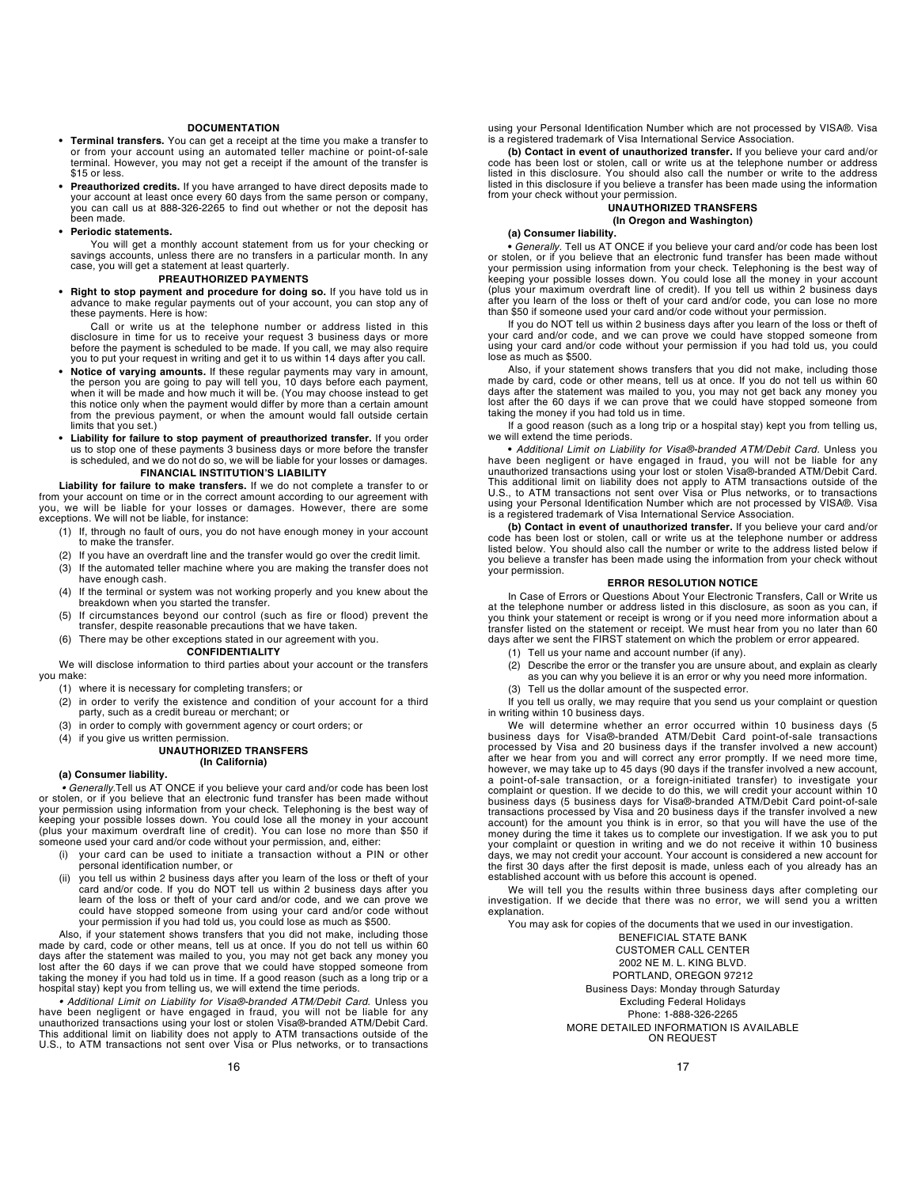## DOCUMENTATION

- **Terminal transfers.** You can get a receipt at the time you make a transfer to or from your account using an automated teller machine or point-of-sale terminal. However, you may not get a receipt if the amount of the transfer is $15 or less.
- **Preauthorized credits.** If you have arranged to have direct deposits made to your account at least once every 60 days from the same person or company, you can call us at 888-326-2265 to find out whether or not the deposit has been made.
- **Periodic statements.**

  You will get a monthly account statement from us for your checking or savings accounts, unless there are no transfers in a particular month. In any case, you will get a statement at least quarterly.

## PREAUTHORIZED PAYMENTS

- **Right to stop payment and procedure for doing so.** If you have told us in advance to make regular payments out of your account, you can stop any of these payments. Here is how:

  Call or write us at the telephone number or address listed in this disclosure in time for us to receive your request 3 business days or more before the payment is scheduled to be made. If you call, we may also require you to put your request in writing and get it to us within 14 days after you call.
- **Notice of varying amounts.** If these regular payments may vary in amount, the person you are going to pay will tell you, 10 days before each payment, when it will be made and how much it will be. (You may choose instead to get this notice only when the payment would differ by more than a certain amount from the previous payment, or when the amount would fall outside certain limits that you set.)
- **Liability for failure to stop payment of preauthorized transfer.** If you order us to stop one of these payments 3 business days or more before the transfer is scheduled, and we do not do so, we will be liable for your losses or damages.

## FINANCIAL INSTITUTION'S LIABILITY

**Liability for failure to make transfers.** If we do not complete a transfer to or from your account on time or in the correct amount according to our agreement with you, we will be liable for your losses or damages. However, there are some exceptions. We will not be liable, for instance:

(1) If, through no fault of ours, you do not have enough money in your account to make the transfer.
(2) If you have an overdraft line and the transfer would go over the credit limit.
(3) If the automated teller machine where you are making the transfer does not have enough cash.
(4) If the terminal or system was not working properly and you knew about the breakdown when you started the transfer.
(5) If circumstances beyond our control (such as fire or flood) prevent the transfer, despite reasonable precautions that we have taken.
(6) There may be other exceptions stated in our agreement with you.

## CONFIDENTIALITY

We will disclose information to third parties about your account or the transfers you make:

(1) where it is necessary for completing transfers; or
(2) in order to verify the existence and condition of your account for a third party, such as a credit bureau or merchant; or
(3) in order to comply with government agency or court orders; or
(4) if you give us written permission.

## UNAUTHORIZED TRANSFERS
### (In California)

**(a) Consumer liability.**

• *Generally.* Tell us AT ONCE if you believe your card and/or code has been lost or stolen, or if you believe that an electronic fund transfer has been made without your permission using information from your check. Telephoning is the best way of keeping your possible losses down. You could lose all the money in your account (plus your maximum overdraft line of credit). You can lose no more than $50 if someone used your card and/or code without your permission, and, either:

(i) your card can be used to initiate a transaction without a PIN or other personal identification number, or
(ii) you tell us within 2 business days after you learn of the loss or theft of your card and/or code. If you do NOT tell us within 2 business days after you learn of the loss or theft of your card and/or code, and we can prove we could have stopped someone from using your card and/or code without your permission if you had told us, you could lose as much as $500.

Also, if your statement shows transfers that you did not make, including those made by card, code or other means, tell us at once. If you do not tell us within 60 days after the statement was mailed to you, you may not get back any money you lost after the 60 days if we can prove that we could have stopped someone from taking the money if you had told us in time. If a good reason (such as a long trip or a hospital stay) kept you from telling us, we will extend the time periods.

• *Additional Limit on Liability for Visa®-branded ATM/Debit Card.* Unless you have been negligent or have engaged in fraud, you will not be liable for any unauthorized transactions using your lost or stolen Visa®-branded ATM/Debit Card. This additional limit on liability does not apply to ATM transactions outside of the U.S., to ATM transactions not sent over Visa or Plus networks, or to transactions using your Personal Identification Number which are not processed by VISA®. Visa is a registered trademark of Visa International Service Association.

**(b) Contact in event of unauthorized transfer.** If you believe your card and/or code has been lost or stolen, call or write us at the telephone number or address listed in this disclosure. You should also call the number or write to the address listed in this disclosure if you believe a transfer has been made using the information from your check without your permission.

## UNAUTHORIZED TRANSFERS
### (In Oregon and Washington)

**(a) Consumer liability.**

• *Generally.* Tell us AT ONCE if you believe your card and/or code has been lost or stolen, or if you believe that an electronic fund transfer has been made without your permission using information from your check. Telephoning is the best way of keeping your possible losses down. You could lose all the money in your account (plus your maximum overdraft line of credit). If you tell us within 2 business days after you learn of the loss or theft of your card and/or code, you can lose no more than $50 if someone used your card and/or code without your permission.

If you do NOT tell us within 2 business days after you learn of the loss or theft of your card and/or code, and we can prove we could have stopped someone from using your card and/or code without your permission if you had told us, you could lose as much as $500.

Also, if your statement shows transfers that you did not make, including those made by card, code or other means, tell us at once. If you do not tell us within 60 days after the statement was mailed to you, you may not get back any money you lost after the 60 days if we can prove that we could have stopped someone from taking the money if you had told us in time.

If a good reason (such as a long trip or a hospital stay) kept you from telling us, we will extend the time periods.

• *Additional Limit on Liability for Visa®-branded ATM/Debit Card.* Unless you have been negligent or have engaged in fraud, you will not be liable for any unauthorized transactions using your lost or stolen Visa®-branded ATM/Debit Card. This additional limit on liability does not apply to ATM transactions outside of the U.S., to ATM transactions not sent over Visa or Plus networks, or to transactions using your Personal Identification Number which are not processed by VISA®. Visa is a registered trademark of Visa International Service Association.

**(b) Contact in event of unauthorized transfer.** If you believe your card and/or code has been lost or stolen, call or write us at the telephone number or address listed below. You should also call the number or write to the address listed below if you believe a transfer has been made using the information from your check without your permission.

## ERROR RESOLUTION NOTICE

In Case of Errors or Questions About Your Electronic Transfers, Call or Write us at the telephone number or address listed in this disclosure, as soon as you can, if you think your statement or receipt is wrong or if you need more information about a transfer listed on the statement or receipt. We must hear from you no later than 60 days after we sent the FIRST statement on which the problem or error appeared.

(1) Tell us your name and account number (if any).
(2) Describe the error or the transfer you are unsure about, and explain as clearly as you can why you believe it is an error or why you need more information.
(3) Tell us the dollar amount of the suspected error.

If you tell us orally, we may require that you send us your complaint or question in writing within 10 business days.

We will determine whether an error occurred within 10 business days (5 business days for Visa®-branded ATM/Debit Card point-of-sale transactions processed by Visa and 20 business days if the transfer involved a new account) after we hear from you and will correct any error promptly. If we need more time, however, we may take up to 45 days (90 days if the transfer involved a new account, a point-of-sale transaction, or a foreign-initiated transfer) to investigate your complaint or question. If we decide to do this, we will credit your account within 10 business days (5 business days for Visa®-branded ATM/Debit Card point-of-sale transactions processed by Visa and 20 business days if the transfer involved a new account) for the amount you think is in error, so that you will have the use of the money during the time it takes us to complete our investigation. If we ask you to put your complaint or question in writing and we do not receive it within 10 business days, we may not credit your account. Your account is considered a new account for the first 30 days after the first deposit is made, unless each of you already has an established account with us before this account is opened.

We will tell you the results within three business days after completing our investigation. If we decide that there was no error, we will send you a written explanation.

You may ask for copies of the documents that we used in our investigation.

BENEFICIAL STATE BANK
CUSTOMER CALL CENTER
2002 NE M. L. KING BLVD.
PORTLAND, OREGON 97212
Business Days: Monday through Saturday
Excluding Federal Holidays
Phone: 1-888-326-2265
MORE DETAILED INFORMATION IS AVAILABLE ON REQUEST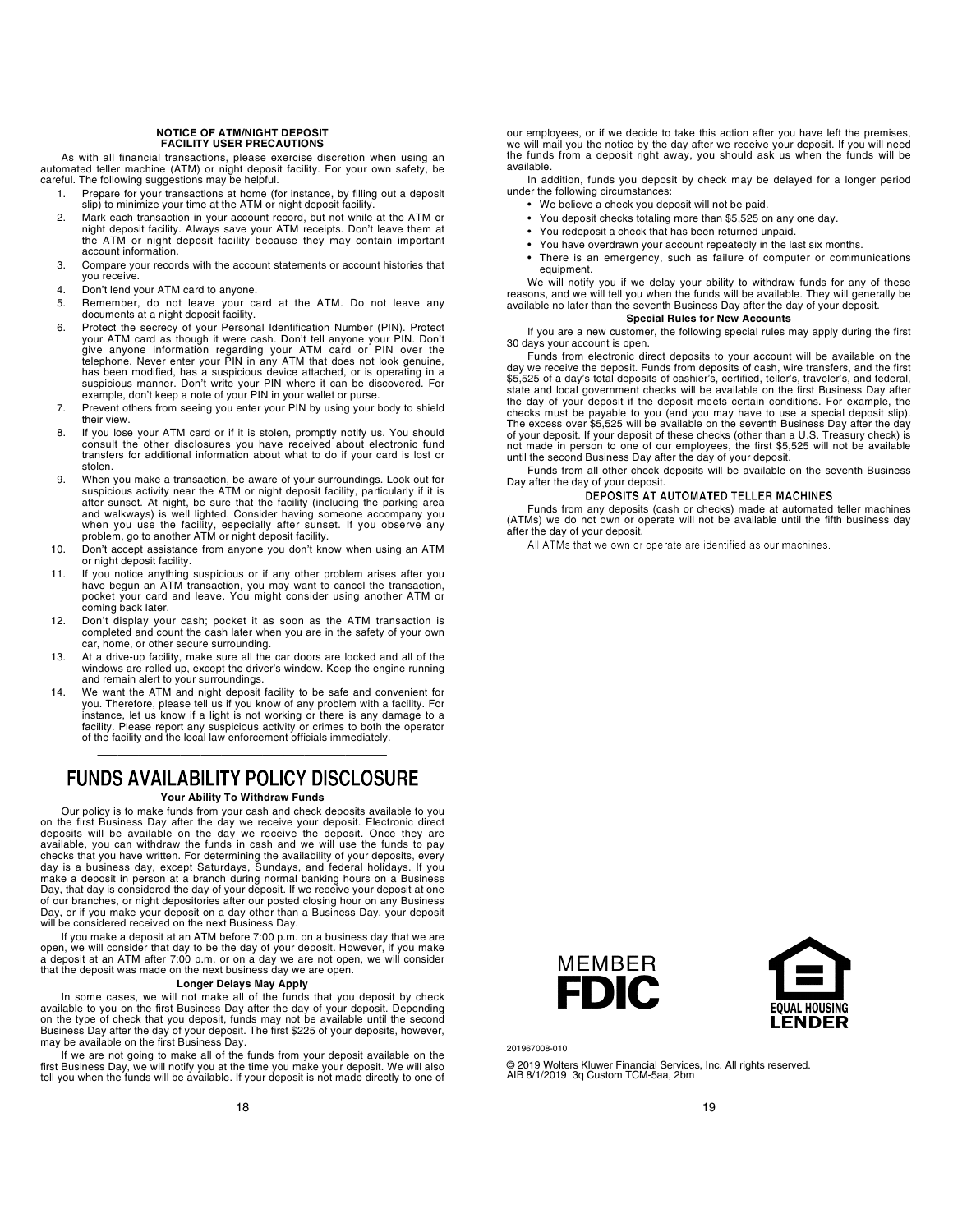### NOTICE OF ATM/NIGHT DEPOSIT FACILITY USER PRECAUTIONS

As with all financial transactions, please exercise discretion when using an automated teller machine (ATM) or night deposit facility. For your own safety, be careful. The following suggestions may be helpful.

1. Prepare for your transactions at home (for instance, by filling out a deposit slip) to minimize your time at the ATM or night deposit facility.
2. Mark each transaction in your account record, but not while at the ATM or night deposit facility. Always save your ATM receipts. Don't leave them at the ATM or night deposit facility because they may contain important account information.
3. Compare your records with the account statements or account histories that you receive.
4. Don't lend your ATM card to anyone.
5. Remember, do not leave your card at the ATM. Do not leave any documents at a night deposit facility.
6. Protect the secrecy of your Personal Identification Number (PIN). Protect your ATM card as though it were cash. Don't tell anyone your PIN. Don't give anyone information regarding your ATM card or PIN over the telephone. Never enter your PIN in any ATM that does not look genuine, has been modified, has a suspicious device attached, or is operating in a suspicious manner. Don't write your PIN where it can be discovered. For example, don't keep a note of your PIN in your wallet or purse.
7. Prevent others from seeing you enter your PIN by using your body to shield their view.
8. If you lose your ATM card or if it is stolen, promptly notify us. You should consult the other disclosures you have received about electronic fund transfers for additional information about what to do if your card is lost or stolen.
9. When you make a transaction, be aware of your surroundings. Look out for suspicious activity near the ATM or night deposit facility, particularly if it is after sunset. At night, be sure that the facility (including the parking area and walkways) is well lighted. Consider having someone accompany you when you use the facility, especially after sunset. If you observe any problem, go to another ATM or night deposit facility.
10. Don't accept assistance from anyone you don't know when using an ATM or night deposit facility.
11. If you notice anything suspicious or if any other problem arises after you have begun an ATM transaction, you may want to cancel the transaction, pocket your card and leave. You might consider using another ATM or coming back later.
12. Don't display your cash; pocket it as soon as the ATM transaction is completed and count the cash later when you are in the safety of your own car, home, or other secure surrounding.
13. At a drive-up facility, make sure all the car doors are locked and all of the windows are rolled up, except the driver's window. Keep the engine running and remain alert to your surroundings.
14. We want the ATM and night deposit facility to be safe and convenient for you. Therefore, please tell us if you know of any problem with a facility. For instance, let us know if a light is not working or there is any damage to a facility. Please report any suspicious activity or crimes to both the operator of the facility and the local law enforcement officials immediately.

---

## FUNDS AVAILABILITY POLICY DISCLOSURE

### Your Ability To Withdraw Funds

Our policy is to make funds from your cash and check deposits available to you on the first Business Day after the day we receive your deposit. Electronic direct deposits will be available on the day we receive the deposit. Once they are available, you can withdraw the funds in cash and we will use the funds to pay checks that you have written. For determining the availability of your deposits, every day is a business day, except Saturdays, Sundays, and federal holidays. If you make a deposit in person at a branch during normal banking hours on a Business Day, that day is considered the day of your deposit. If we receive your deposit at one of our branches, or night depositories after our posted closing hour on any Business Day, or if you make your deposit on a day other than a Business Day, your deposit will be considered received on the next Business Day.

If you make a deposit at an ATM before 7:00 p.m. on a business day that we are open, we will consider that day to be the day of your deposit. However, if you make a deposit at an ATM after 7:00 p.m. or on a day we are not open, we will consider that the deposit was made on the next business day we are open.

### Longer Delays May Apply

In some cases, we will not make all of the funds that you deposit by check available to you on the first Business Day after the day of your deposit. Depending on the type of check that you deposit, funds may not be available until the second Business Day after the day of your deposit. The first $225 of your deposits, however, may be available on the first Business Day.

If we are not going to make all of the funds from your deposit available on the first Business Day, we will notify you at the time you make your deposit. We will also tell you when the funds will be available. If your deposit is not made directly to one of our employees, or if we decide to take this action after you have left the premises, we will mail you the notice by the day after we receive your deposit. If you will need the funds from a deposit right away, you should ask us when the funds will be available.

In addition, funds you deposit by check may be delayed for a longer period under the following circumstances:

- We believe a check you deposit will not be paid.
- You deposit checks totaling more than $5,525 on any one day.
- You redeposit a check that has been returned unpaid.
- You have overdrawn your account repeatedly in the last six months.
- There is an emergency, such as failure of computer or communications equipment.

We will notify you if we delay your ability to withdraw funds for any of these reasons, and we will tell you when the funds will be available. They will generally be available no later than the seventh Business Day after the day of your deposit.

### Special Rules for New Accounts

If you are a new customer, the following special rules may apply during the first 30 days your account is open.

Funds from electronic direct deposits to your account will be available on the day we receive the deposit. Funds from deposits of cash, wire transfers, and the first $5,525 of a day's total deposits of cashier's, certified, teller's, traveler's, and federal, state and local government checks will be available on the first Business Day after the day of your deposit if the deposit meets certain conditions. For example, the checks must be payable to you (and you may have to use a special deposit slip). The excess over $5,525 will be available on the seventh Business Day after the day of your deposit. If your deposit of these checks (other than a U.S. Treasury check) is not made in person to one of our employees, the first $5,525 will not be available until the second Business Day after the day of your deposit.

Funds from all other check deposits will be available on the seventh Business Day after the day of your deposit.

### DEPOSITS AT AUTOMATED TELLER MACHINES

Funds from any deposits (cash or checks) made at automated teller machines (ATMs) we do not own or operate will not be available until the fifth business day after the day of your deposit.

All ATMs that we own or operate are identified as our machines.

MEMBER FDIC

EQUAL HOUSING LENDER

201967008-010

© 2019 Wolters Kluwer Financial Services, Inc. All rights reserved.
AIB 8/1/2019 3q Custom TCM-5aa, 2bm